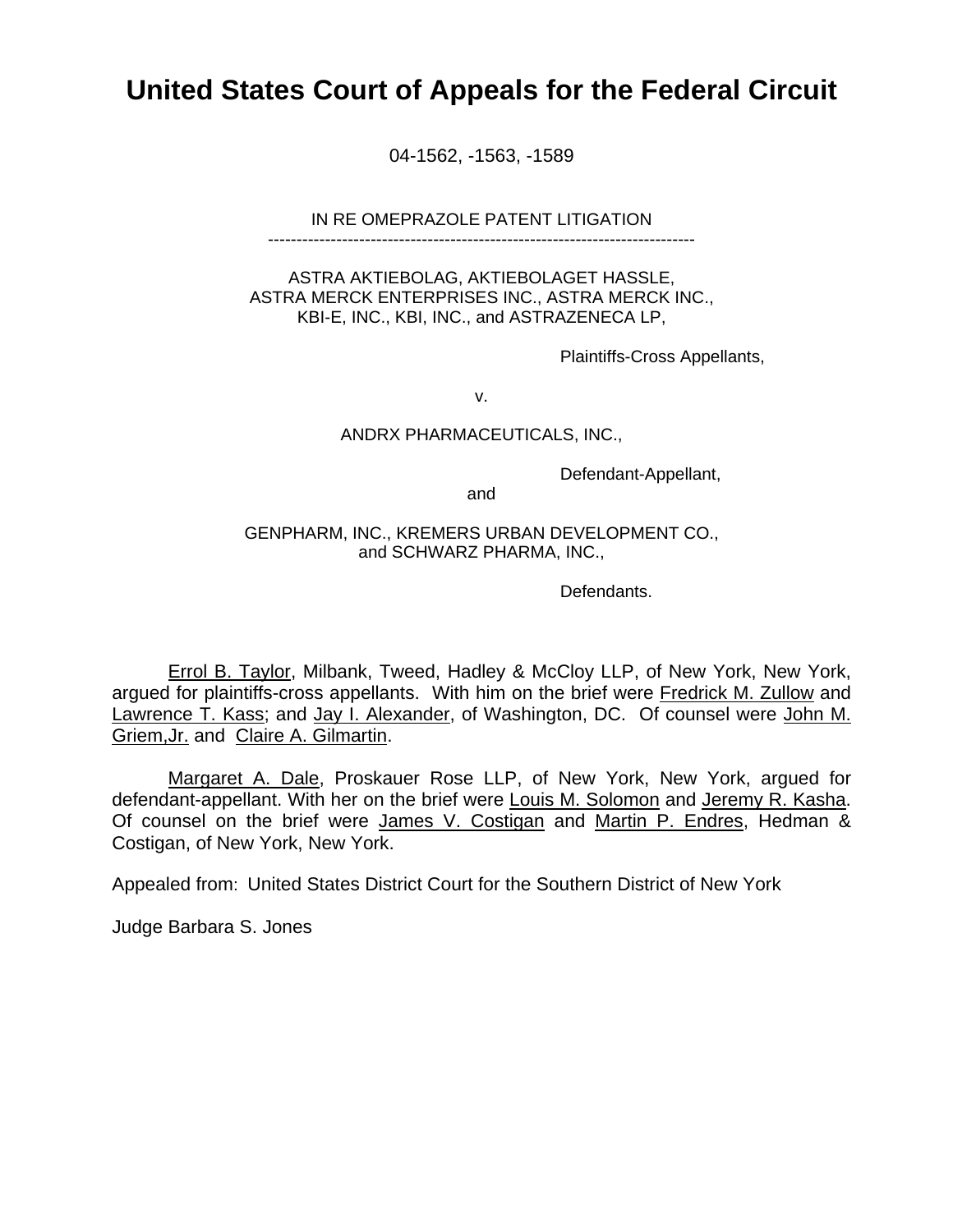# United States Court of Appeals for the Federal Circuit

04-1562, -1563, -1589

IN RE OMEPRAZOLE PATENT LITIGATION

---

ASTRA AKTIEBOLAG, AKTIEBOLAGET HASSLE,
ASTRA MERCK ENTERPRISES INC., ASTRA MERCK INC.,
KBI-E, INC., KBI, INC., and ASTRAZENECA LP,

Plaintiffs-Cross Appellants,

v.

ANDRX PHARMACEUTICALS, INC.,

Defendant-Appellant,

and

GENPHARM, INC., KREMERS URBAN DEVELOPMENT CO.,
and SCHWARZ PHARMA, INC.,

Defendants.

Errol B. Taylor, Milbank, Tweed, Hadley & McCloy LLP, of New York, New York, argued for plaintiffs-cross appellants. With him on the brief were Fredrick M. Zullow and Lawrence T. Kass; and Jay I. Alexander, of Washington, DC. Of counsel were John M. Griem,Jr. and Claire A. Gilmartin.

Margaret A. Dale, Proskauer Rose LLP, of New York, New York, argued for defendant-appellant. With her on the brief were Louis M. Solomon and Jeremy R. Kasha. Of counsel on the brief were James V. Costigan and Martin P. Endres, Hedman & Costigan, of New York, New York.

Appealed from: United States District Court for the Southern District of New York

Judge Barbara S. Jones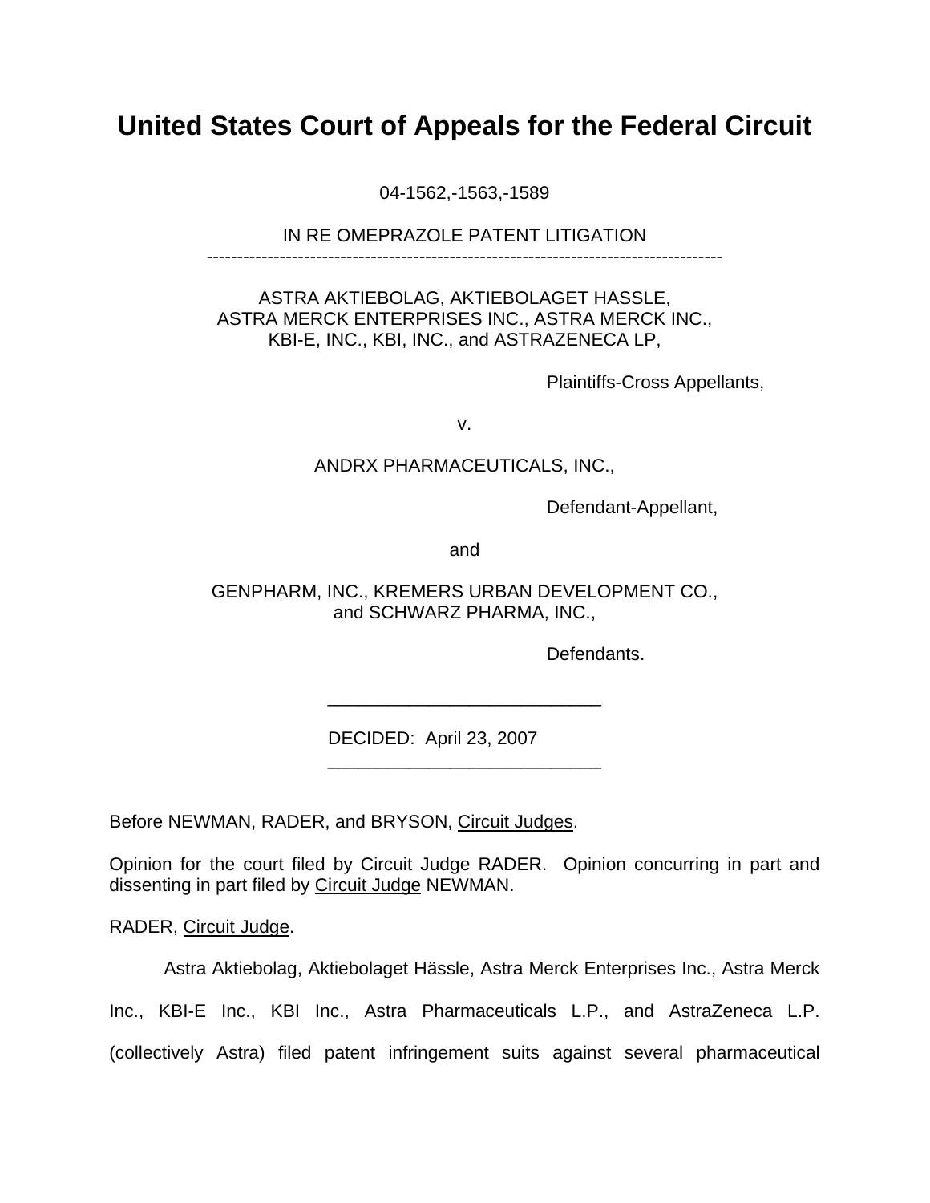# United States Court of Appeals for the Federal Circuit

04-1562,-1563,-1589

IN RE OMEPRAZOLE PATENT LITIGATION

---

ASTRA AKTIEBOLAG, AKTIEBOLAGET HASSLE, ASTRA MERCK ENTERPRISES INC., ASTRA MERCK INC., KBI-E, INC., KBI, INC., and ASTRAZENECA LP,

Plaintiffs-Cross Appellants,

v.

ANDRX PHARMACEUTICALS, INC.,

Defendant-Appellant,

and

GENPHARM, INC., KREMERS URBAN DEVELOPMENT CO., and SCHWARZ PHARMA, INC.,

Defendants.

---

DECIDED: April 23, 2007

---

Before NEWMAN, RADER, and BRYSON, Circuit Judges.

Opinion for the court filed by Circuit Judge RADER. Opinion concurring in part and dissenting in part filed by Circuit Judge NEWMAN.

RADER, Circuit Judge.

Astra Aktiebolag, Aktiebolaget Hässle, Astra Merck Enterprises Inc., Astra Merck Inc., KBI-E Inc., KBI Inc., Astra Pharmaceuticals L.P., and AstraZeneca L.P. (collectively Astra) filed patent infringement suits against several pharmaceutical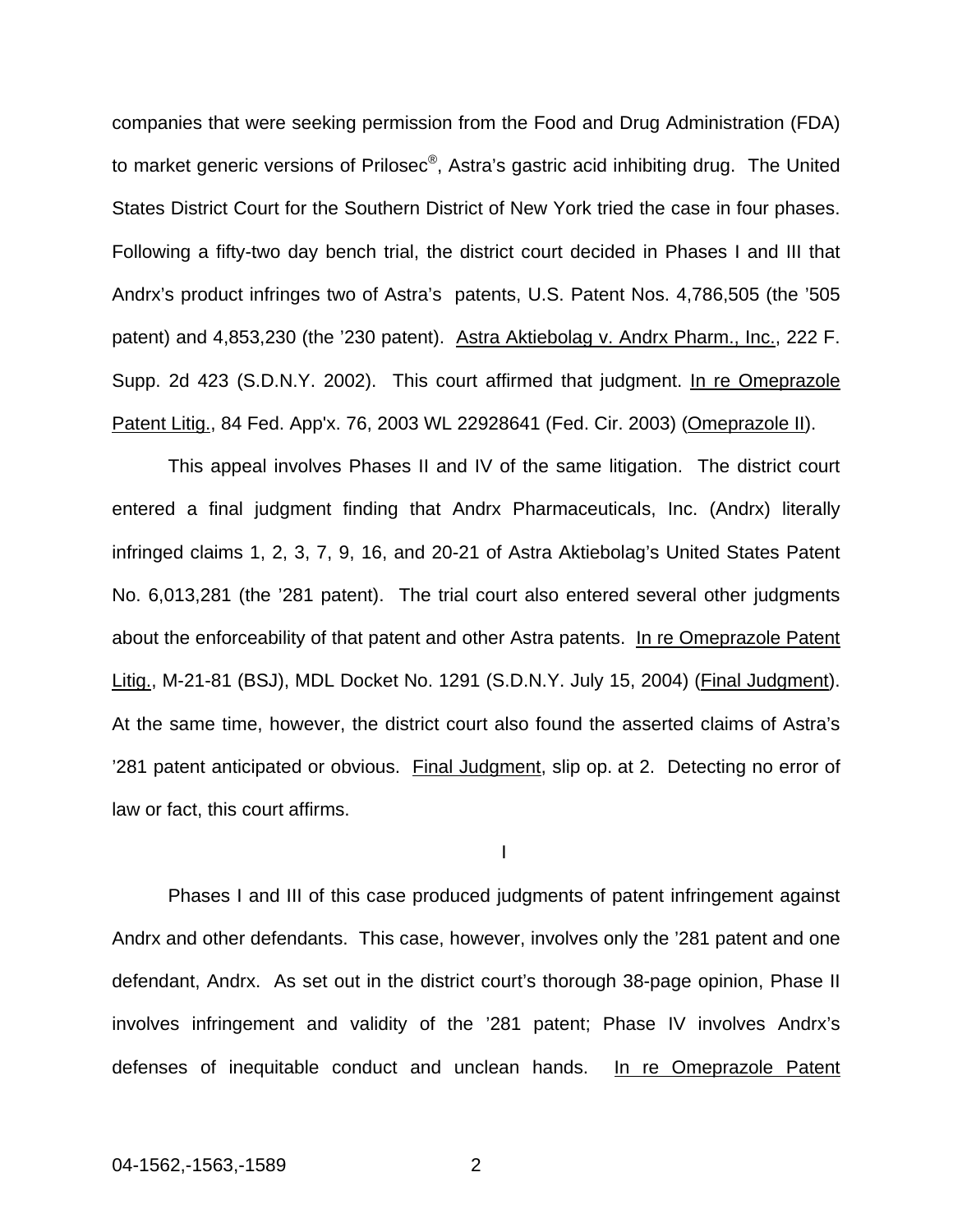companies that were seeking permission from the Food and Drug Administration (FDA) to market generic versions of Prilosec®, Astra's gastric acid inhibiting drug. The United States District Court for the Southern District of New York tried the case in four phases. Following a fifty-two day bench trial, the district court decided in Phases I and III that Andrx's product infringes two of Astra's patents, U.S. Patent Nos. 4,786,505 (the '505 patent) and 4,853,230 (the '230 patent). Astra Aktiebolag v. Andrx Pharm., Inc., 222 F. Supp. 2d 423 (S.D.N.Y. 2002). This court affirmed that judgment. In re Omeprazole Patent Litig., 84 Fed. App'x. 76, 2003 WL 22928641 (Fed. Cir. 2003) (Omeprazole II).

This appeal involves Phases II and IV of the same litigation. The district court entered a final judgment finding that Andrx Pharmaceuticals, Inc. (Andrx) literally infringed claims 1, 2, 3, 7, 9, 16, and 20-21 of Astra Aktiebolag's United States Patent No. 6,013,281 (the '281 patent). The trial court also entered several other judgments about the enforceability of that patent and other Astra patents. In re Omeprazole Patent Litig., M-21-81 (BSJ), MDL Docket No. 1291 (S.D.N.Y. July 15, 2004) (Final Judgment). At the same time, however, the district court also found the asserted claims of Astra's '281 patent anticipated or obvious. Final Judgment, slip op. at 2. Detecting no error of law or fact, this court affirms.

## I

Phases I and III of this case produced judgments of patent infringement against Andrx and other defendants. This case, however, involves only the '281 patent and one defendant, Andrx. As set out in the district court's thorough 38-page opinion, Phase II involves infringement and validity of the '281 patent; Phase IV involves Andrx's defenses of inequitable conduct and unclean hands. In re Omeprazole Patent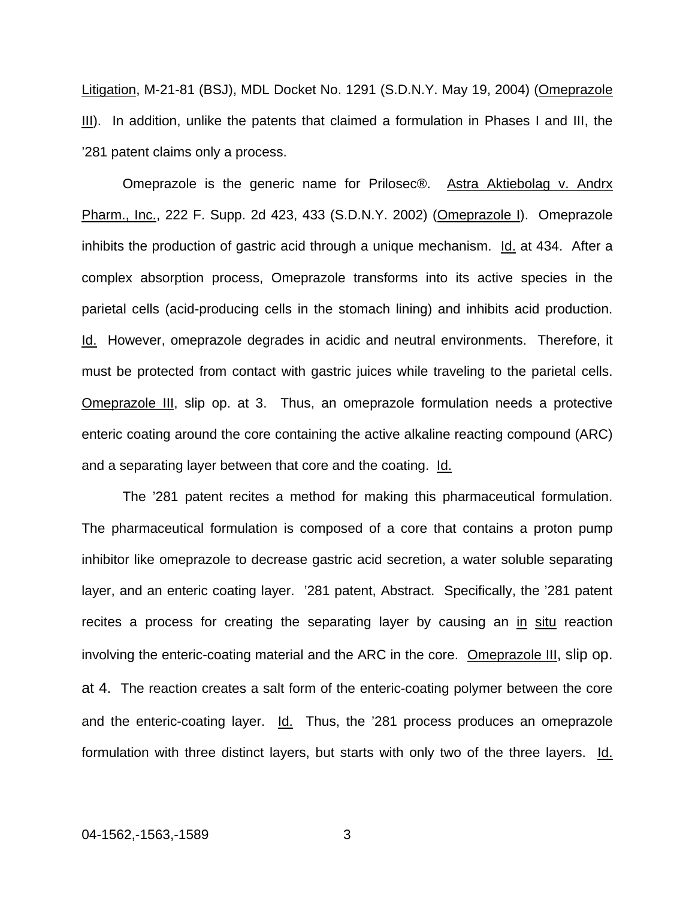Litigation, M-21-81 (BSJ), MDL Docket No. 1291 (S.D.N.Y. May 19, 2004) (Omeprazole III). In addition, unlike the patents that claimed a formulation in Phases I and III, the '281 patent claims only a process.

Omeprazole is the generic name for Prilosec®. Astra Aktiebolag v. Andrx Pharm., Inc., 222 F. Supp. 2d 423, 433 (S.D.N.Y. 2002) (Omeprazole I). Omeprazole inhibits the production of gastric acid through a unique mechanism. Id. at 434. After a complex absorption process, Omeprazole transforms into its active species in the parietal cells (acid-producing cells in the stomach lining) and inhibits acid production. Id. However, omeprazole degrades in acidic and neutral environments. Therefore, it must be protected from contact with gastric juices while traveling to the parietal cells. Omeprazole III, slip op. at 3. Thus, an omeprazole formulation needs a protective enteric coating around the core containing the active alkaline reacting compound (ARC) and a separating layer between that core and the coating. Id.

The '281 patent recites a method for making this pharmaceutical formulation. The pharmaceutical formulation is composed of a core that contains a proton pump inhibitor like omeprazole to decrease gastric acid secretion, a water soluble separating layer, and an enteric coating layer. '281 patent, Abstract. Specifically, the '281 patent recites a process for creating the separating layer by causing an in situ reaction involving the enteric-coating material and the ARC in the core. Omeprazole III, slip op. at 4. The reaction creates a salt form of the enteric-coating polymer between the core and the enteric-coating layer. Id. Thus, the '281 process produces an omeprazole formulation with three distinct layers, but starts with only two of the three layers. Id.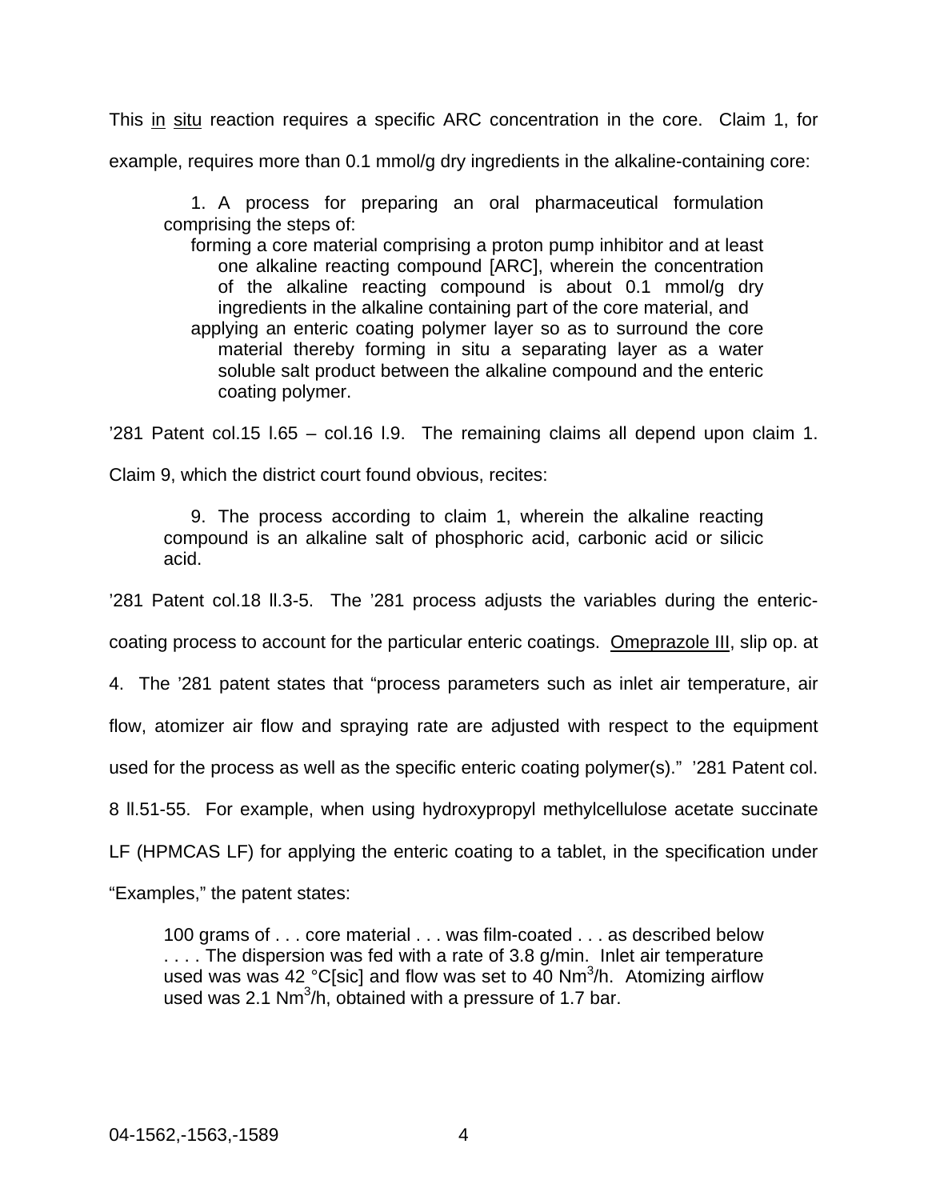This in situ reaction requires a specific ARC concentration in the core. Claim 1, for example, requires more than 0.1 mmol/g dry ingredients in the alkaline-containing core:

> 1. A process for preparing an oral pharmaceutical formulation comprising the steps of:
>
> forming a core material comprising a proton pump inhibitor and at least one alkaline reacting compound [ARC], wherein the concentration of the alkaline reacting compound is about 0.1 mmol/g dry ingredients in the alkaline containing part of the core material, and
>
> applying an enteric coating polymer layer so as to surround the core material thereby forming in situ a separating layer as a water soluble salt product between the alkaline compound and the enteric coating polymer.

'281 Patent col.15 l.65 – col.16 l.9. The remaining claims all depend upon claim 1. Claim 9, which the district court found obvious, recites:

> 9. The process according to claim 1, wherein the alkaline reacting compound is an alkaline salt of phosphoric acid, carbonic acid or silicic acid.

'281 Patent col.18 ll.3-5. The '281 process adjusts the variables during the enteric-coating process to account for the particular enteric coatings. Omeprazole III, slip op. at 4. The '281 patent states that "process parameters such as inlet air temperature, air flow, atomizer air flow and spraying rate are adjusted with respect to the equipment used for the process as well as the specific enteric coating polymer(s)." '281 Patent col. 8 ll.51-55. For example, when using hydroxypropyl methylcellulose acetate succinate LF (HPMCAS LF) for applying the enteric coating to a tablet, in the specification under "Examples," the patent states:

> 100 grams of . . . core material . . . was film-coated . . . as described below . . . . The dispersion was fed with a rate of 3.8 g/min. Inlet air temperature used was was 42 °C[sic] and flow was set to 40 $Nm^3$/h. Atomizing airflow used was 2.1 $Nm^3$/h, obtained with a pressure of 1.7 bar.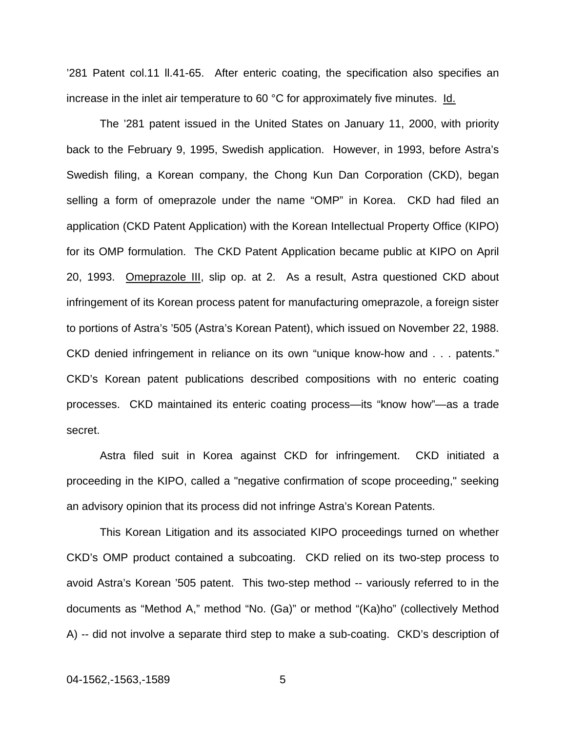’281 Patent col.11 ll.41-65. After enteric coating, the specification also specifies an increase in the inlet air temperature to 60 °C for approximately five minutes. Id.

The ’281 patent issued in the United States on January 11, 2000, with priority back to the February 9, 1995, Swedish application. However, in 1993, before Astra’s Swedish filing, a Korean company, the Chong Kun Dan Corporation (CKD), began selling a form of omeprazole under the name “OMP” in Korea. CKD had filed an application (CKD Patent Application) with the Korean Intellectual Property Office (KIPO) for its OMP formulation. The CKD Patent Application became public at KIPO on April 20, 1993. Omeprazole III, slip op. at 2. As a result, Astra questioned CKD about infringement of its Korean process patent for manufacturing omeprazole, a foreign sister to portions of Astra’s ’505 (Astra’s Korean Patent), which issued on November 22, 1988. CKD denied infringement in reliance on its own “unique know-how and . . . patents.” CKD’s Korean patent publications described compositions with no enteric coating processes. CKD maintained its enteric coating process—its “know how”—as a trade secret.

Astra filed suit in Korea against CKD for infringement. CKD initiated a proceeding in the KIPO, called a "negative confirmation of scope proceeding," seeking an advisory opinion that its process did not infringe Astra’s Korean Patents.

This Korean Litigation and its associated KIPO proceedings turned on whether CKD’s OMP product contained a subcoating. CKD relied on its two-step process to avoid Astra’s Korean ’505 patent. This two-step method -- variously referred to in the documents as “Method A,” method “No. (Ga)” or method “(Ka)ho” (collectively Method A) -- did not involve a separate third step to make a sub-coating. CKD’s description of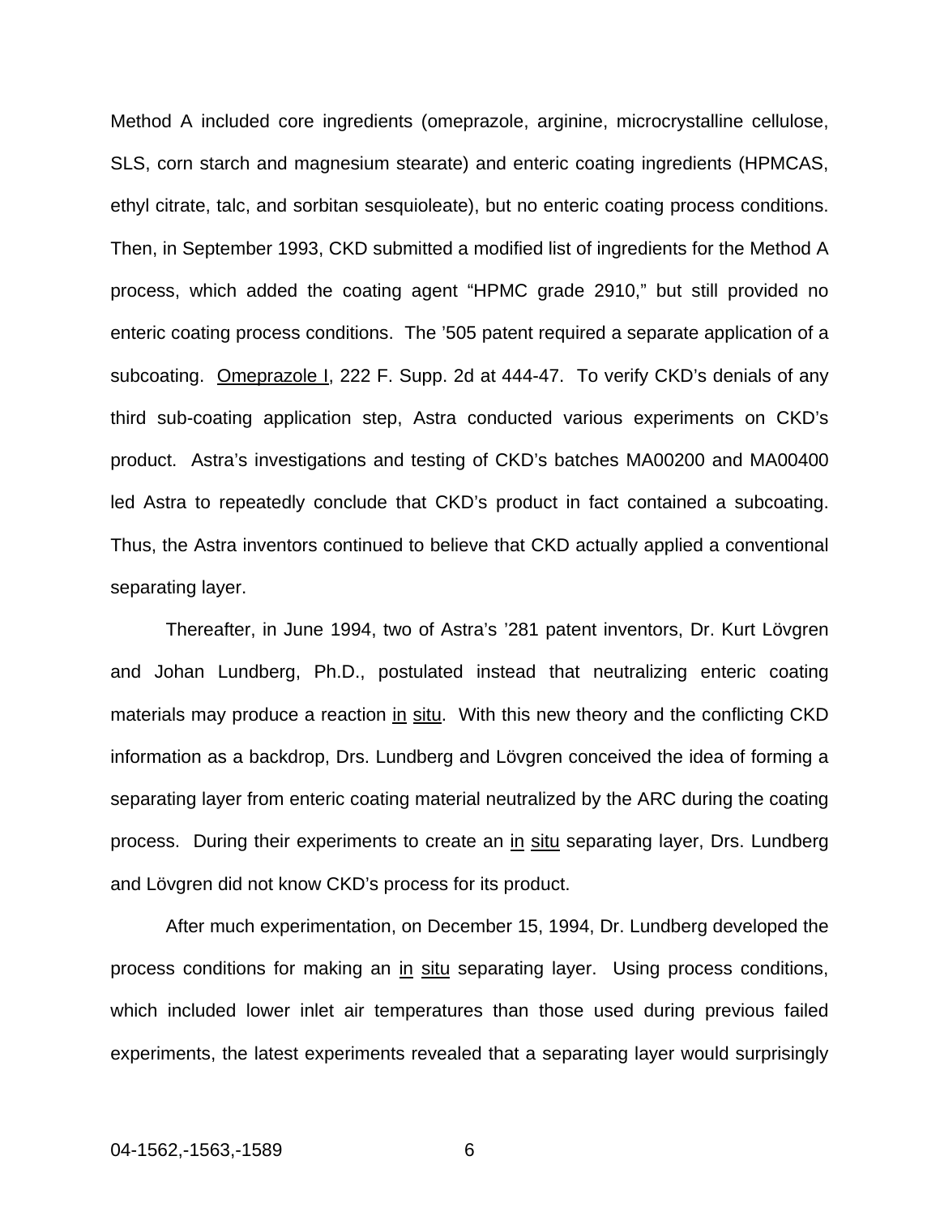Method A included core ingredients (omeprazole, arginine, microcrystalline cellulose, SLS, corn starch and magnesium stearate) and enteric coating ingredients (HPMCAS, ethyl citrate, talc, and sorbitan sesquioleate), but no enteric coating process conditions. Then, in September 1993, CKD submitted a modified list of ingredients for the Method A process, which added the coating agent "HPMC grade 2910," but still provided no enteric coating process conditions. The '505 patent required a separate application of a subcoating. Omeprazole I, 222 F. Supp. 2d at 444-47. To verify CKD's denials of any third sub-coating application step, Astra conducted various experiments on CKD's product. Astra's investigations and testing of CKD's batches MA00200 and MA00400 led Astra to repeatedly conclude that CKD's product in fact contained a subcoating. Thus, the Astra inventors continued to believe that CKD actually applied a conventional separating layer.

Thereafter, in June 1994, two of Astra's '281 patent inventors, Dr. Kurt Lövgren and Johan Lundberg, Ph.D., postulated instead that neutralizing enteric coating materials may produce a reaction in situ. With this new theory and the conflicting CKD information as a backdrop, Drs. Lundberg and Lövgren conceived the idea of forming a separating layer from enteric coating material neutralized by the ARC during the coating process. During their experiments to create an in situ separating layer, Drs. Lundberg and Lövgren did not know CKD's process for its product.

After much experimentation, on December 15, 1994, Dr. Lundberg developed the process conditions for making an in situ separating layer. Using process conditions, which included lower inlet air temperatures than those used during previous failed experiments, the latest experiments revealed that a separating layer would surprisingly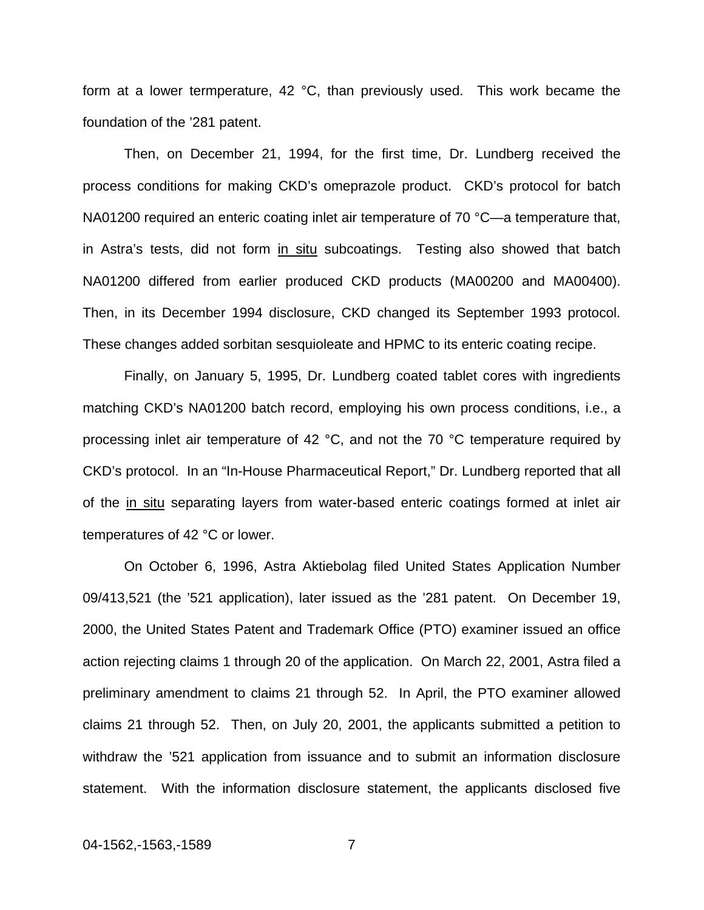form at a lower termperature, 42 °C, than previously used. This work became the foundation of the ’281 patent.

Then, on December 21, 1994, for the first time, Dr. Lundberg received the process conditions for making CKD’s omeprazole product. CKD’s protocol for batch NA01200 required an enteric coating inlet air temperature of 70 °C—a temperature that, in Astra’s tests, did not form in situ subcoatings. Testing also showed that batch NA01200 differed from earlier produced CKD products (MA00200 and MA00400). Then, in its December 1994 disclosure, CKD changed its September 1993 protocol. These changes added sorbitan sesquioleate and HPMC to its enteric coating recipe.

Finally, on January 5, 1995, Dr. Lundberg coated tablet cores with ingredients matching CKD’s NA01200 batch record, employing his own process conditions, i.e., a processing inlet air temperature of 42 °C, and not the 70 °C temperature required by CKD’s protocol. In an “In-House Pharmaceutical Report,” Dr. Lundberg reported that all of the in situ separating layers from water-based enteric coatings formed at inlet air temperatures of 42 °C or lower.

On October 6, 1996, Astra Aktiebolag filed United States Application Number 09/413,521 (the ’521 application), later issued as the ’281 patent. On December 19, 2000, the United States Patent and Trademark Office (PTO) examiner issued an office action rejecting claims 1 through 20 of the application. On March 22, 2001, Astra filed a preliminary amendment to claims 21 through 52. In April, the PTO examiner allowed claims 21 through 52. Then, on July 20, 2001, the applicants submitted a petition to withdraw the ’521 application from issuance and to submit an information disclosure statement. With the information disclosure statement, the applicants disclosed five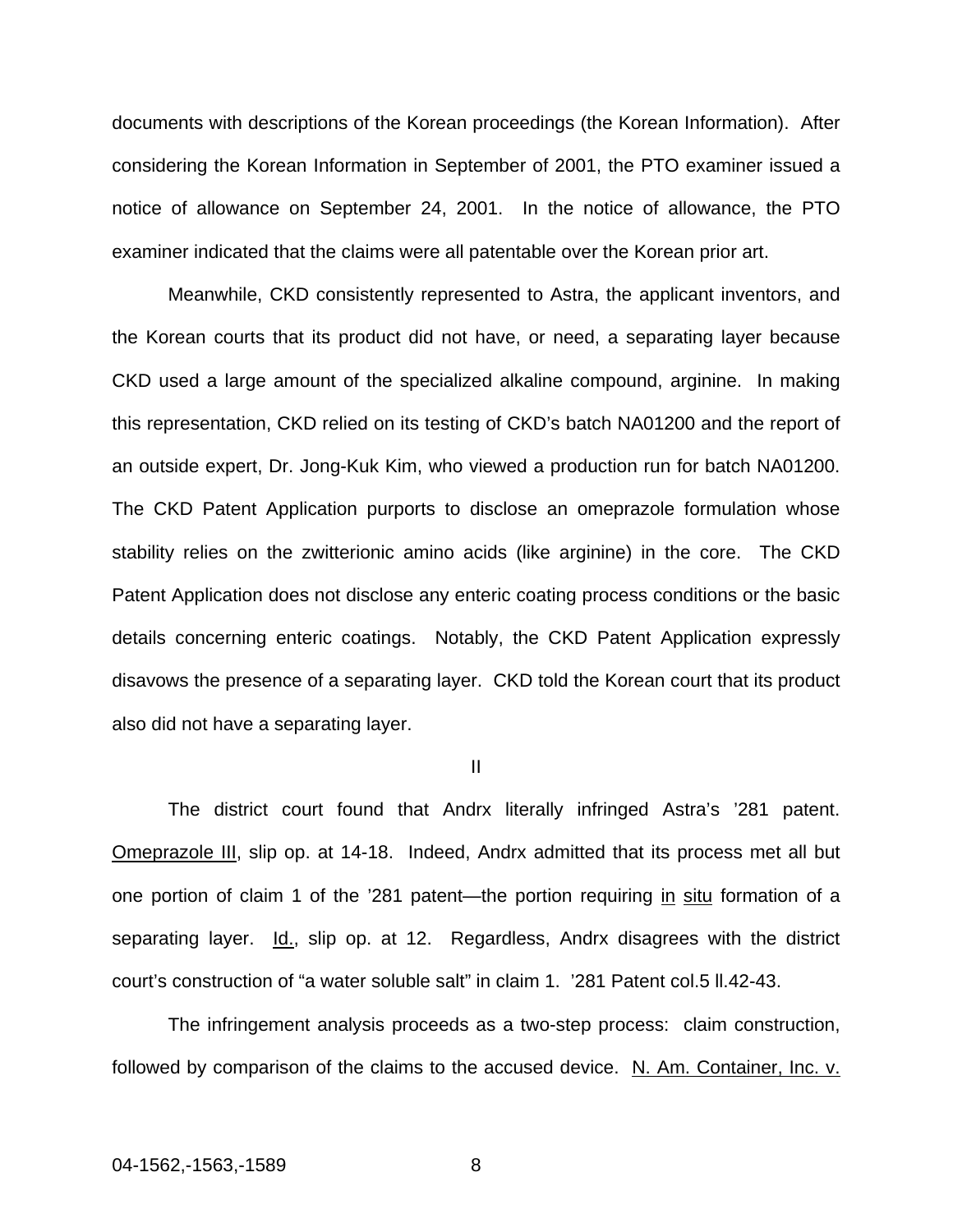documents with descriptions of the Korean proceedings (the Korean Information). After considering the Korean Information in September of 2001, the PTO examiner issued a notice of allowance on September 24, 2001. In the notice of allowance, the PTO examiner indicated that the claims were all patentable over the Korean prior art.

Meanwhile, CKD consistently represented to Astra, the applicant inventors, and the Korean courts that its product did not have, or need, a separating layer because CKD used a large amount of the specialized alkaline compound, arginine. In making this representation, CKD relied on its testing of CKD's batch NA01200 and the report of an outside expert, Dr. Jong-Kuk Kim, who viewed a production run for batch NA01200. The CKD Patent Application purports to disclose an omeprazole formulation whose stability relies on the zwitterionic amino acids (like arginine) in the core. The CKD Patent Application does not disclose any enteric coating process conditions or the basic details concerning enteric coatings. Notably, the CKD Patent Application expressly disavows the presence of a separating layer. CKD told the Korean court that its product also did not have a separating layer.

## II

The district court found that Andrx literally infringed Astra's '281 patent. Omeprazole III, slip op. at 14-18. Indeed, Andrx admitted that its process met all but one portion of claim 1 of the '281 patent—the portion requiring in situ formation of a separating layer. Id., slip op. at 12. Regardless, Andrx disagrees with the district court's construction of "a water soluble salt" in claim 1. '281 Patent col.5 ll.42-43.

The infringement analysis proceeds as a two-step process: claim construction, followed by comparison of the claims to the accused device. N. Am. Container, Inc. v.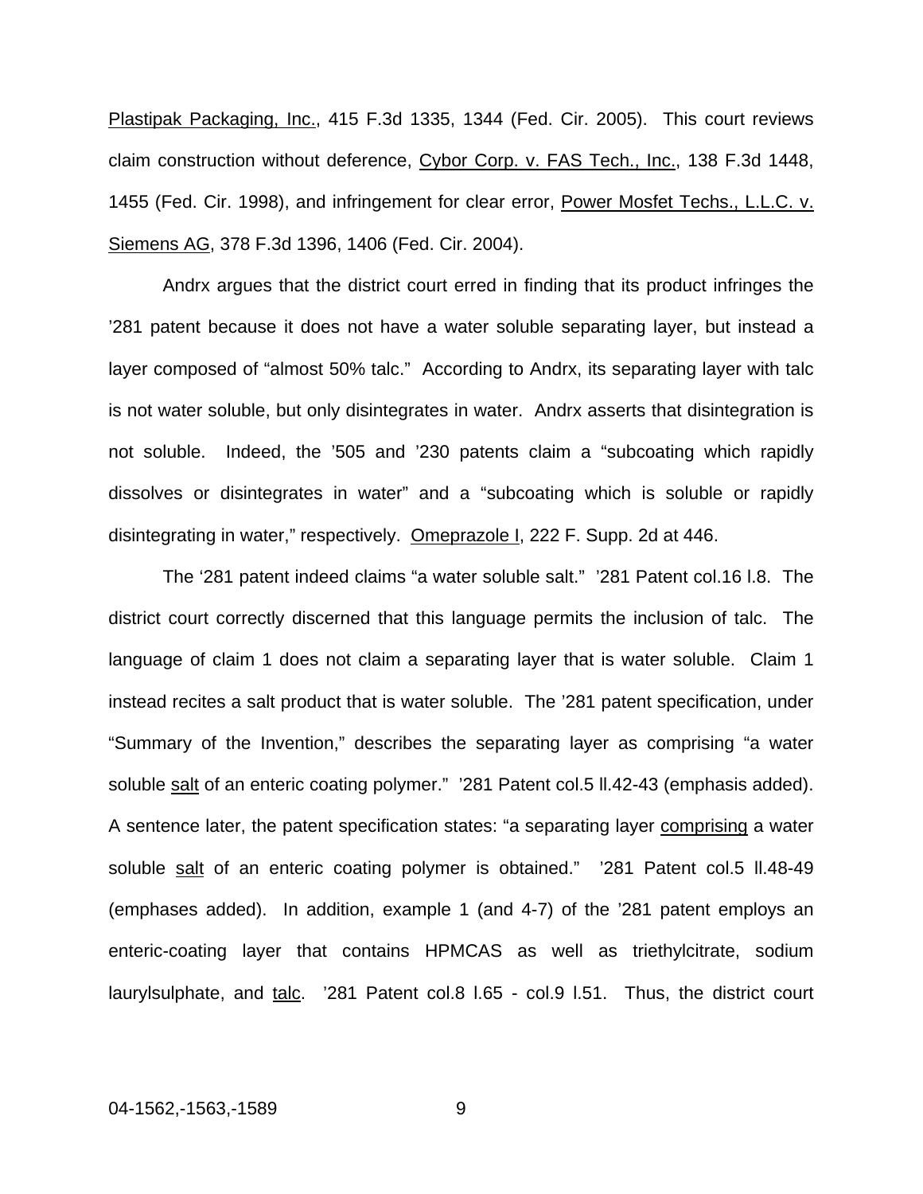Plastipak Packaging, Inc., 415 F.3d 1335, 1344 (Fed. Cir. 2005). This court reviews claim construction without deference, Cybor Corp. v. FAS Tech., Inc., 138 F.3d 1448, 1455 (Fed. Cir. 1998), and infringement for clear error, Power Mosfet Techs., L.L.C. v. Siemens AG, 378 F.3d 1396, 1406 (Fed. Cir. 2004).

Andrx argues that the district court erred in finding that its product infringes the ’281 patent because it does not have a water soluble separating layer, but instead a layer composed of “almost 50% talc.” According to Andrx, its separating layer with talc is not water soluble, but only disintegrates in water. Andrx asserts that disintegration is not soluble. Indeed, the ’505 and ’230 patents claim a “subcoating which rapidly dissolves or disintegrates in water” and a “subcoating which is soluble or rapidly disintegrating in water,” respectively. Omeprazole I, 222 F. Supp. 2d at 446.

The ‘281 patent indeed claims “a water soluble salt.” ’281 Patent col.16 l.8. The district court correctly discerned that this language permits the inclusion of talc. The language of claim 1 does not claim a separating layer that is water soluble. Claim 1 instead recites a salt product that is water soluble. The ’281 patent specification, under “Summary of the Invention,” describes the separating layer as comprising “a water soluble salt of an enteric coating polymer.” ’281 Patent col.5 ll.42-43 (emphasis added). A sentence later, the patent specification states: “a separating layer comprising a water soluble salt of an enteric coating polymer is obtained.” ’281 Patent col.5 ll.48-49 (emphases added). In addition, example 1 (and 4-7) of the ’281 patent employs an enteric-coating layer that contains HPMCAS as well as triethylcitrate, sodium laurylsulphate, and talc. ’281 Patent col.8 l.65 - col.9 l.51. Thus, the district court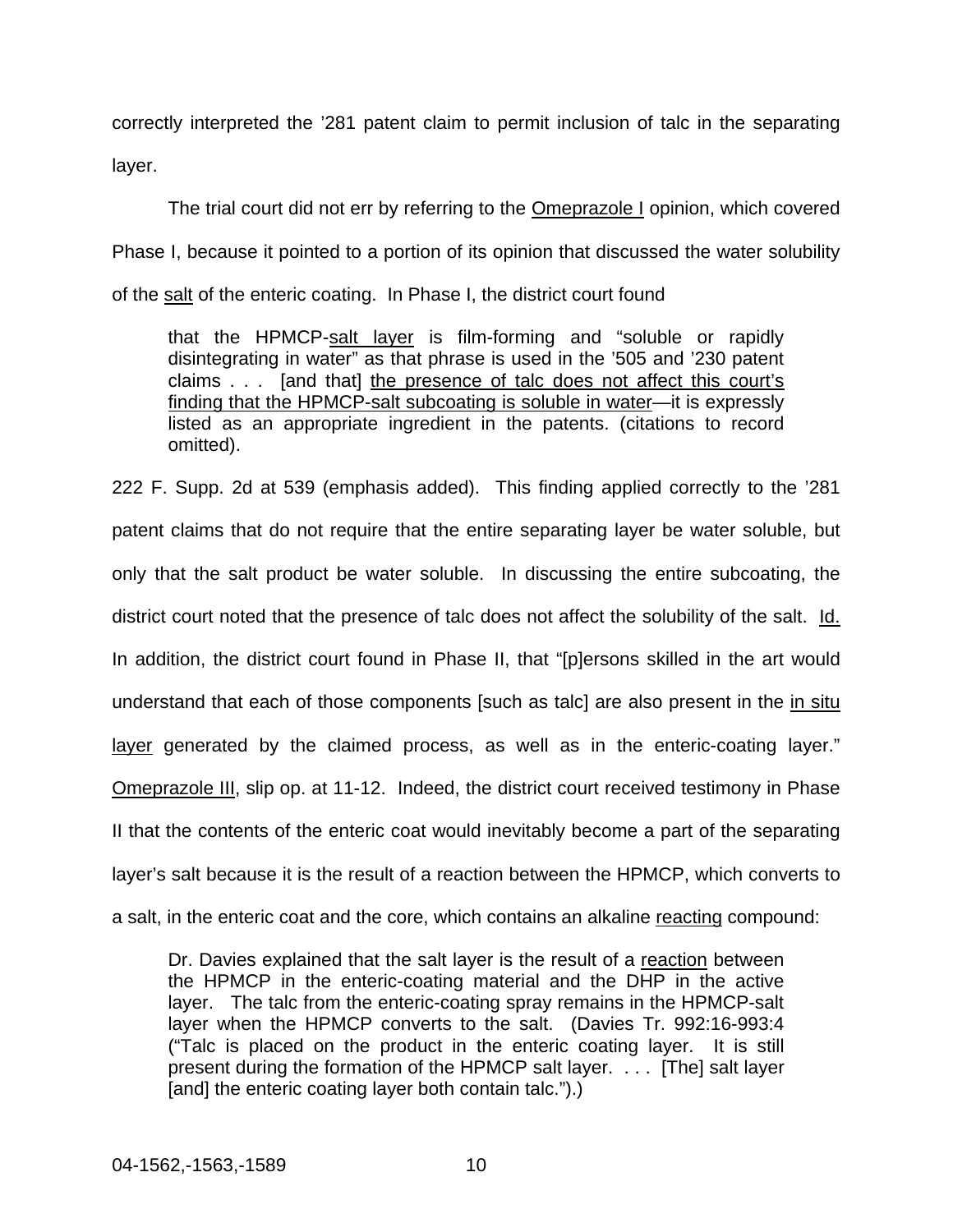correctly interpreted the '281 patent claim to permit inclusion of talc in the separating layer.

The trial court did not err by referring to the Omeprazole I opinion, which covered Phase I, because it pointed to a portion of its opinion that discussed the water solubility of the salt of the enteric coating. In Phase I, the district court found

> that the HPMCP-salt layer is film-forming and "soluble or rapidly disintegrating in water" as that phrase is used in the '505 and '230 patent claims . . . [and that] the presence of talc does not affect this court's finding that the HPMCP-salt subcoating is soluble in water—it is expressly listed as an appropriate ingredient in the patents. (citations to record omitted).

222 F. Supp. 2d at 539 (emphasis added). This finding applied correctly to the '281 patent claims that do not require that the entire separating layer be water soluble, but only that the salt product be water soluble. In discussing the entire subcoating, the district court noted that the presence of talc does not affect the solubility of the salt. Id. In addition, the district court found in Phase II, that "[p]ersons skilled in the art would understand that each of those components [such as talc] are also present in the in situ layer generated by the claimed process, as well as in the enteric-coating layer." Omeprazole III, slip op. at 11-12. Indeed, the district court received testimony in Phase II that the contents of the enteric coat would inevitably become a part of the separating layer's salt because it is the result of a reaction between the HPMCP, which converts to a salt, in the enteric coat and the core, which contains an alkaline reacting compound:

> Dr. Davies explained that the salt layer is the result of a reaction between the HPMCP in the enteric-coating material and the DHP in the active layer. The talc from the enteric-coating spray remains in the HPMCP-salt layer when the HPMCP converts to the salt. (Davies Tr. 992:16-993:4 ("Talc is placed on the product in the enteric coating layer. It is still present during the formation of the HPMCP salt layer. . . . [The] salt layer [and] the enteric coating layer both contain talc.").)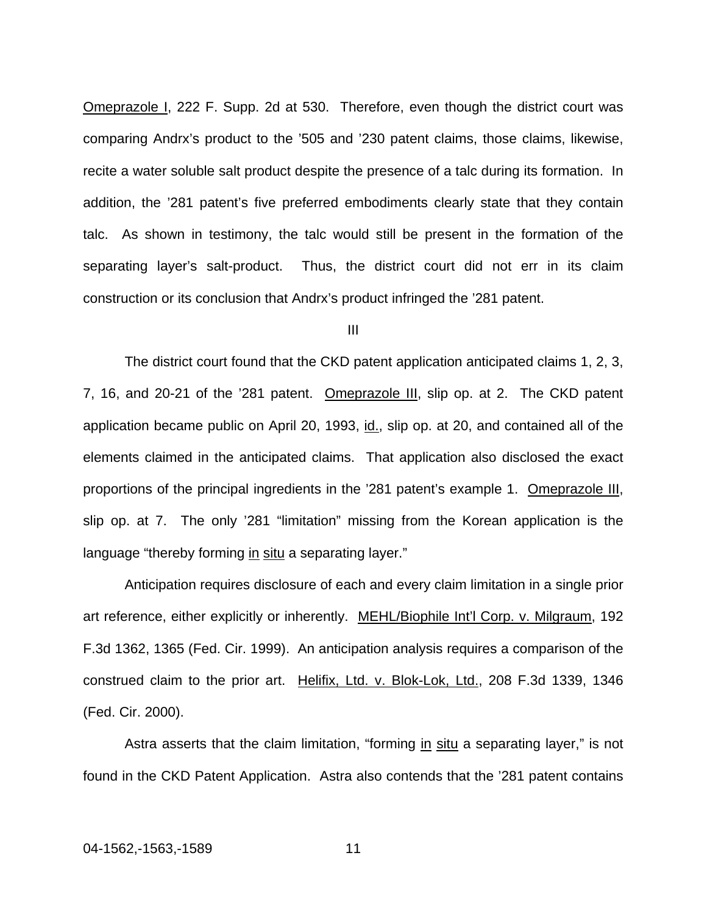Omeprazole I, 222 F. Supp. 2d at 530. Therefore, even though the district court was comparing Andrx's product to the '505 and '230 patent claims, those claims, likewise, recite a water soluble salt product despite the presence of a talc during its formation. In addition, the '281 patent's five preferred embodiments clearly state that they contain talc. As shown in testimony, the talc would still be present in the formation of the separating layer's salt-product. Thus, the district court did not err in its claim construction or its conclusion that Andrx's product infringed the '281 patent.

III

The district court found that the CKD patent application anticipated claims 1, 2, 3, 7, 16, and 20-21 of the '281 patent. Omeprazole III, slip op. at 2. The CKD patent application became public on April 20, 1993, id., slip op. at 20, and contained all of the elements claimed in the anticipated claims. That application also disclosed the exact proportions of the principal ingredients in the '281 patent's example 1. Omeprazole III, slip op. at 7. The only '281 "limitation" missing from the Korean application is the language "thereby forming in situ a separating layer."

Anticipation requires disclosure of each and every claim limitation in a single prior art reference, either explicitly or inherently. MEHL/Biophile Int'l Corp. v. Milgraum, 192 F.3d 1362, 1365 (Fed. Cir. 1999). An anticipation analysis requires a comparison of the construed claim to the prior art. Helifix, Ltd. v. Blok-Lok, Ltd., 208 F.3d 1339, 1346 (Fed. Cir. 2000).

Astra asserts that the claim limitation, "forming in situ a separating layer," is not found in the CKD Patent Application. Astra also contends that the '281 patent contains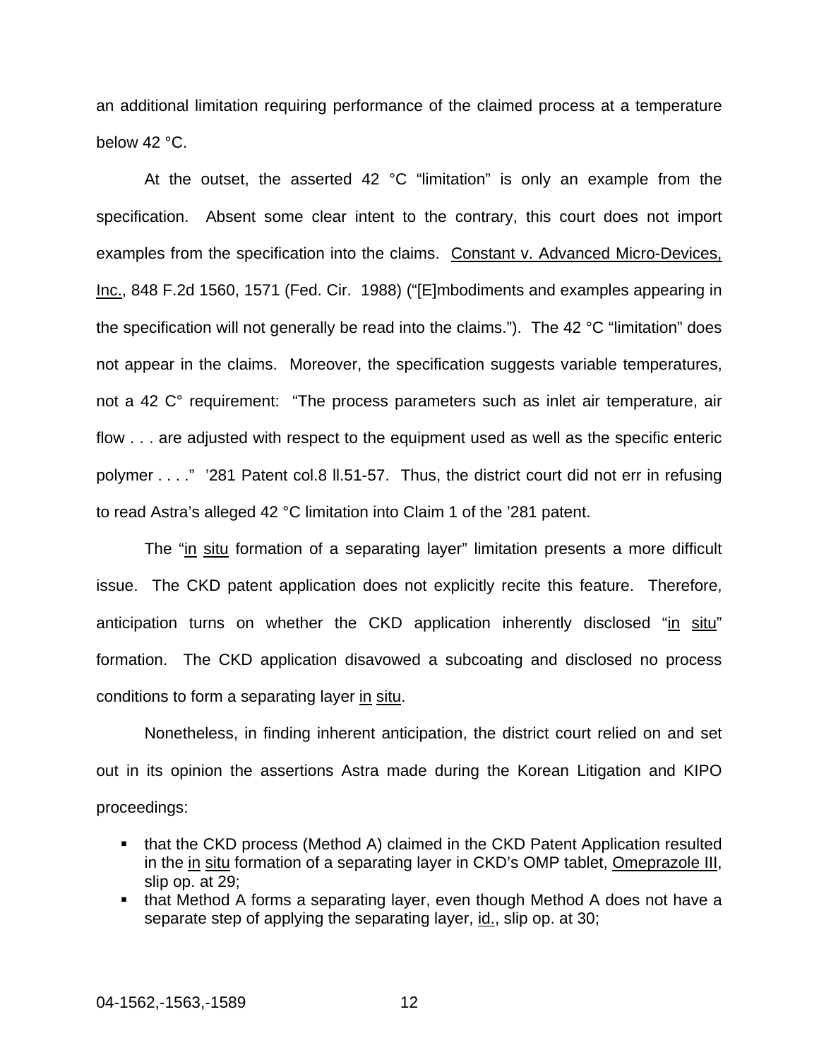an additional limitation requiring performance of the claimed process at a temperature below 42 °C.

At the outset, the asserted 42 °C "limitation" is only an example from the specification. Absent some clear intent to the contrary, this court does not import examples from the specification into the claims. Constant v. Advanced Micro-Devices, Inc., 848 F.2d 1560, 1571 (Fed. Cir. 1988) ("[E]mbodiments and examples appearing in the specification will not generally be read into the claims."). The 42 °C "limitation" does not appear in the claims. Moreover, the specification suggests variable temperatures, not a 42 C° requirement: "The process parameters such as inlet air temperature, air flow . . . are adjusted with respect to the equipment used as well as the specific enteric polymer . . . ." '281 Patent col.8 ll.51-57. Thus, the district court did not err in refusing to read Astra's alleged 42 °C limitation into Claim 1 of the '281 patent.

The "in situ formation of a separating layer" limitation presents a more difficult issue. The CKD patent application does not explicitly recite this feature. Therefore, anticipation turns on whether the CKD application inherently disclosed "in situ" formation. The CKD application disavowed a subcoating and disclosed no process conditions to form a separating layer in situ.

Nonetheless, in finding inherent anticipation, the district court relied on and set out in its opinion the assertions Astra made during the Korean Litigation and KIPO proceedings:

- that the CKD process (Method A) claimed in the CKD Patent Application resulted in the in situ formation of a separating layer in CKD's OMP tablet, Omeprazole III, slip op. at 29;
- that Method A forms a separating layer, even though Method A does not have a separate step of applying the separating layer, id., slip op. at 30;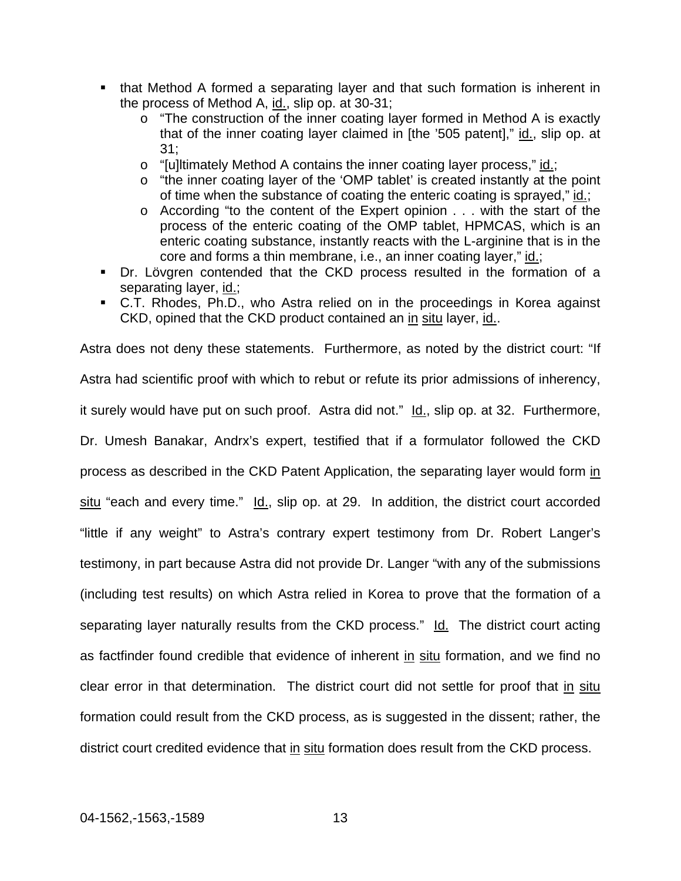- that Method A formed a separating layer and that such formation is inherent in the process of Method A, id., slip op. at 30-31;
    - "The construction of the inner coating layer formed in Method A is exactly that of the inner coating layer claimed in [the '505 patent]," id., slip op. at 31;
    - "[u]ltimately Method A contains the inner coating layer process," id.;
    - "the inner coating layer of the 'OMP tablet' is created instantly at the point of time when the substance of coating the enteric coating is sprayed," id.;
    - According "to the content of the Expert opinion . . . with the start of the process of the enteric coating of the OMP tablet, HPMCAS, which is an enteric coating substance, instantly reacts with the L-arginine that is in the core and forms a thin membrane, i.e., an inner coating layer," id.;
- Dr. Lövgren contended that the CKD process resulted in the formation of a separating layer, id.;
- C.T. Rhodes, Ph.D., who Astra relied on in the proceedings in Korea against CKD, opined that the CKD product contained an in situ layer, id..

Astra does not deny these statements. Furthermore, as noted by the district court: "If Astra had scientific proof with which to rebut or refute its prior admissions of inherency, it surely would have put on such proof. Astra did not." Id., slip op. at 32. Furthermore, Dr. Umesh Banakar, Andrx's expert, testified that if a formulator followed the CKD process as described in the CKD Patent Application, the separating layer would form in situ "each and every time." Id., slip op. at 29. In addition, the district court accorded "little if any weight" to Astra's contrary expert testimony from Dr. Robert Langer's testimony, in part because Astra did not provide Dr. Langer "with any of the submissions (including test results) on which Astra relied in Korea to prove that the formation of a separating layer naturally results from the CKD process." Id. The district court acting as factfinder found credible that evidence of inherent in situ formation, and we find no clear error in that determination. The district court did not settle for proof that in situ formation could result from the CKD process, as is suggested in the dissent; rather, the district court credited evidence that in situ formation does result from the CKD process.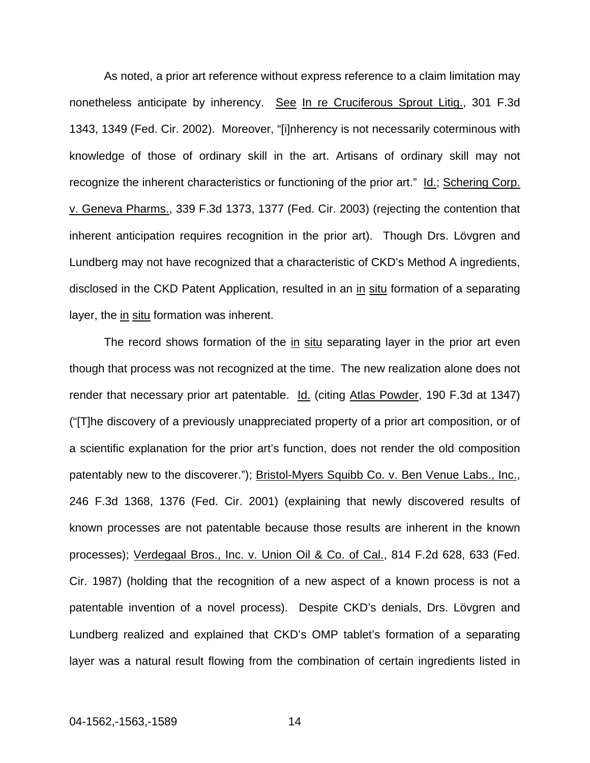As noted, a prior art reference without express reference to a claim limitation may nonetheless anticipate by inherency. See In re Cruciferous Sprout Litig., 301 F.3d 1343, 1349 (Fed. Cir. 2002). Moreover, "[i]nherency is not necessarily coterminous with knowledge of those of ordinary skill in the art. Artisans of ordinary skill may not recognize the inherent characteristics or functioning of the prior art." Id.; Schering Corp. v. Geneva Pharms., 339 F.3d 1373, 1377 (Fed. Cir. 2003) (rejecting the contention that inherent anticipation requires recognition in the prior art). Though Drs. Lövgren and Lundberg may not have recognized that a characteristic of CKD's Method A ingredients, disclosed in the CKD Patent Application, resulted in an in situ formation of a separating layer, the in situ formation was inherent.

The record shows formation of the in situ separating layer in the prior art even though that process was not recognized at the time. The new realization alone does not render that necessary prior art patentable. Id. (citing Atlas Powder, 190 F.3d at 1347) ("[T]he discovery of a previously unappreciated property of a prior art composition, or of a scientific explanation for the prior art's function, does not render the old composition patentably new to the discoverer."); Bristol-Myers Squibb Co. v. Ben Venue Labs., Inc., 246 F.3d 1368, 1376 (Fed. Cir. 2001) (explaining that newly discovered results of known processes are not patentable because those results are inherent in the known processes); Verdegaal Bros., Inc. v. Union Oil & Co. of Cal., 814 F.2d 628, 633 (Fed. Cir. 1987) (holding that the recognition of a new aspect of a known process is not a patentable invention of a novel process). Despite CKD's denials, Drs. Lövgren and Lundberg realized and explained that CKD's OMP tablet's formation of a separating layer was a natural result flowing from the combination of certain ingredients listed in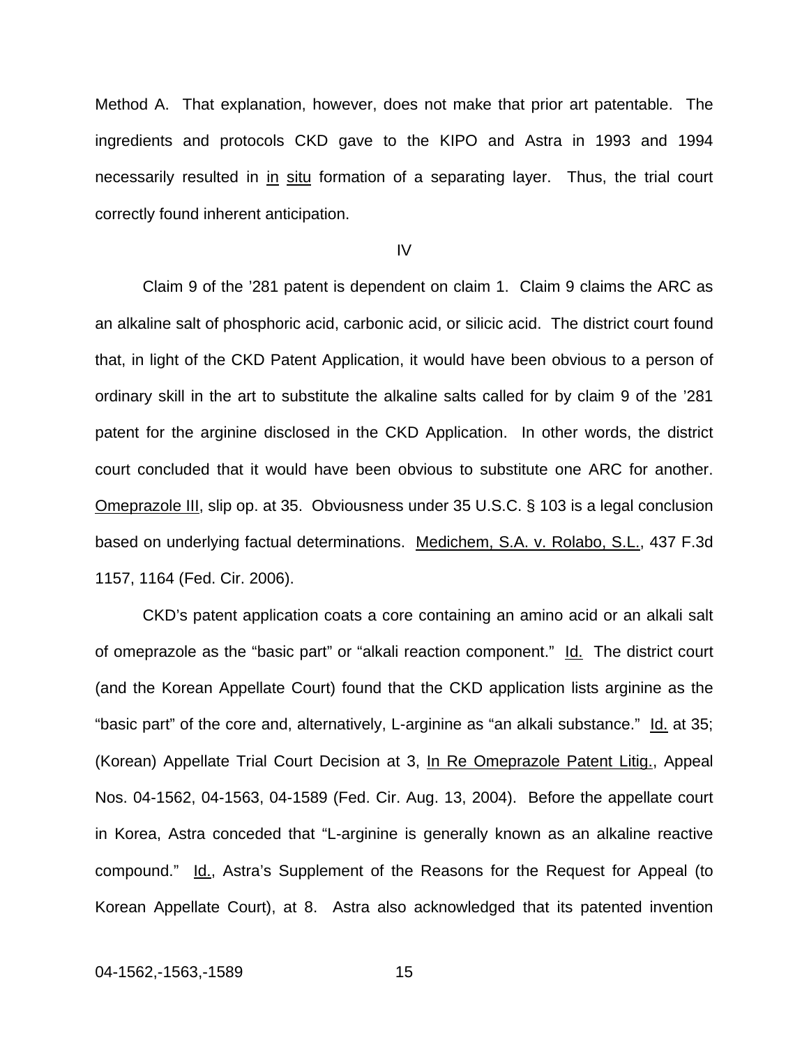Method A. That explanation, however, does not make that prior art patentable. The ingredients and protocols CKD gave to the KIPO and Astra in 1993 and 1994 necessarily resulted in in situ formation of a separating layer. Thus, the trial court correctly found inherent anticipation.

IV

Claim 9 of the '281 patent is dependent on claim 1. Claim 9 claims the ARC as an alkaline salt of phosphoric acid, carbonic acid, or silicic acid. The district court found that, in light of the CKD Patent Application, it would have been obvious to a person of ordinary skill in the art to substitute the alkaline salts called for by claim 9 of the '281 patent for the arginine disclosed in the CKD Application. In other words, the district court concluded that it would have been obvious to substitute one ARC for another. Omeprazole III, slip op. at 35. Obviousness under 35 U.S.C. § 103 is a legal conclusion based on underlying factual determinations. Medichem, S.A. v. Rolabo, S.L., 437 F.3d 1157, 1164 (Fed. Cir. 2006).

CKD's patent application coats a core containing an amino acid or an alkali salt of omeprazole as the "basic part" or "alkali reaction component." Id. The district court (and the Korean Appellate Court) found that the CKD application lists arginine as the "basic part" of the core and, alternatively, L-arginine as "an alkali substance." Id. at 35; (Korean) Appellate Trial Court Decision at 3, In Re Omeprazole Patent Litig., Appeal Nos. 04-1562, 04-1563, 04-1589 (Fed. Cir. Aug. 13, 2004). Before the appellate court in Korea, Astra conceded that "L-arginine is generally known as an alkaline reactive compound." Id., Astra's Supplement of the Reasons for the Request for Appeal (to Korean Appellate Court), at 8. Astra also acknowledged that its patented invention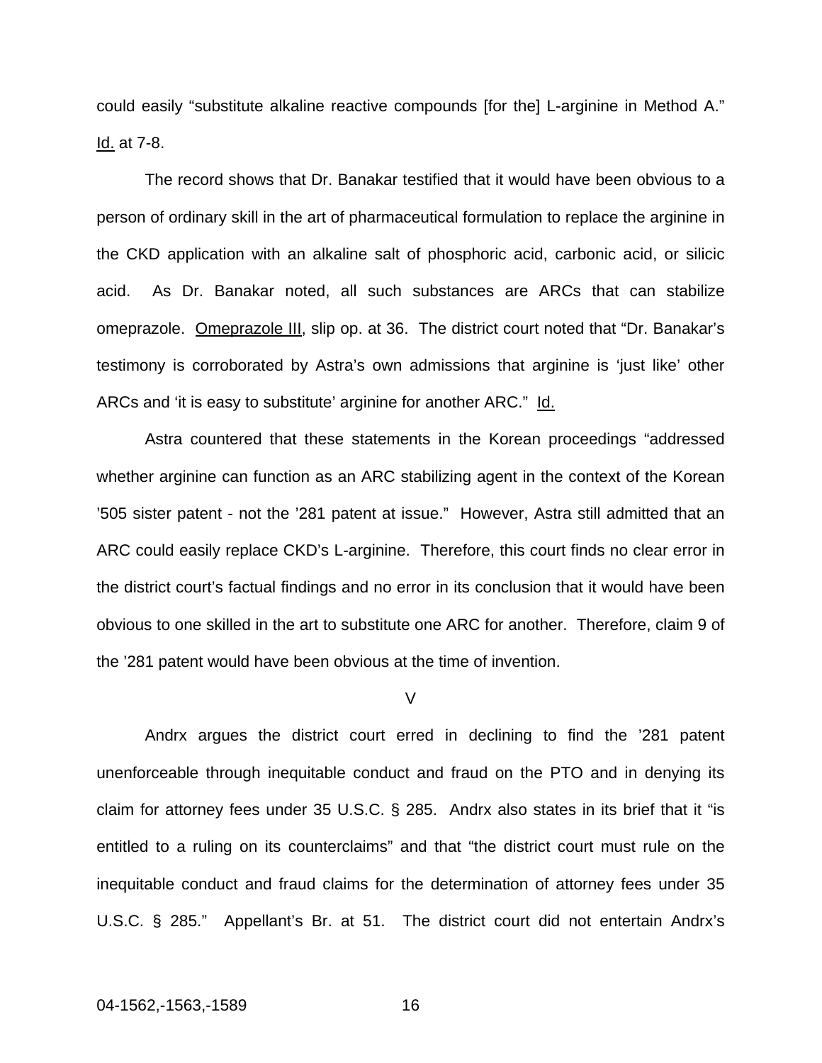could easily "substitute alkaline reactive compounds [for the] L-arginine in Method A." Id. at 7-8.

The record shows that Dr. Banakar testified that it would have been obvious to a person of ordinary skill in the art of pharmaceutical formulation to replace the arginine in the CKD application with an alkaline salt of phosphoric acid, carbonic acid, or silicic acid. As Dr. Banakar noted, all such substances are ARCs that can stabilize omeprazole. Omeprazole III, slip op. at 36. The district court noted that "Dr. Banakar's testimony is corroborated by Astra's own admissions that arginine is 'just like' other ARCs and 'it is easy to substitute' arginine for another ARC." Id.

Astra countered that these statements in the Korean proceedings "addressed whether arginine can function as an ARC stabilizing agent in the context of the Korean '505 sister patent - not the '281 patent at issue." However, Astra still admitted that an ARC could easily replace CKD's L-arginine. Therefore, this court finds no clear error in the district court's factual findings and no error in its conclusion that it would have been obvious to one skilled in the art to substitute one ARC for another. Therefore, claim 9 of the '281 patent would have been obvious at the time of invention.

V

Andrx argues the district court erred in declining to find the '281 patent unenforceable through inequitable conduct and fraud on the PTO and in denying its claim for attorney fees under 35 U.S.C. § 285. Andrx also states in its brief that it "is entitled to a ruling on its counterclaims" and that "the district court must rule on the inequitable conduct and fraud claims for the determination of attorney fees under 35 U.S.C. § 285." Appellant's Br. at 51. The district court did not entertain Andrx's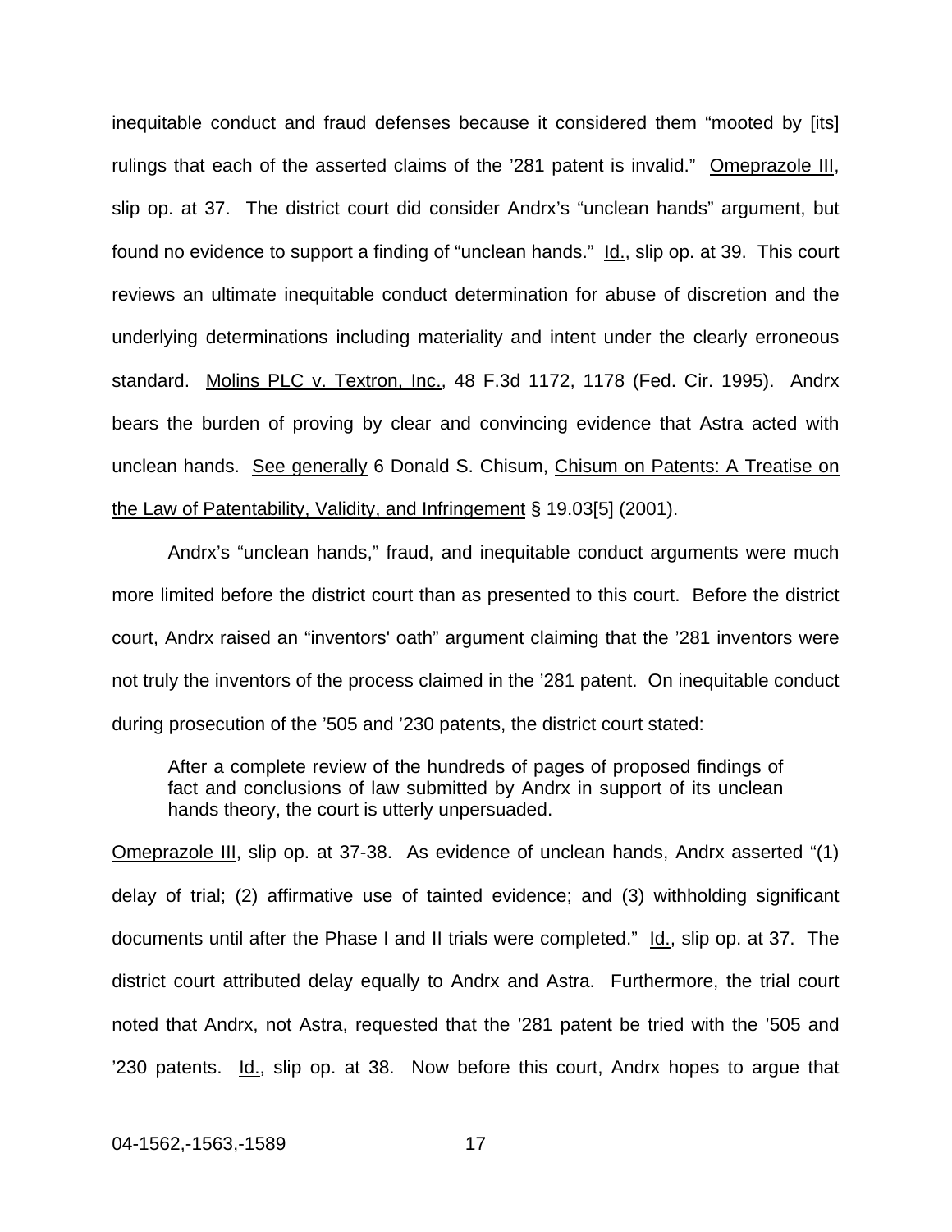inequitable conduct and fraud defenses because it considered them "mooted by [its] rulings that each of the asserted claims of the '281 patent is invalid." Omeprazole III, slip op. at 37. The district court did consider Andrx's "unclean hands" argument, but found no evidence to support a finding of "unclean hands." Id., slip op. at 39. This court reviews an ultimate inequitable conduct determination for abuse of discretion and the underlying determinations including materiality and intent under the clearly erroneous standard. Molins PLC v. Textron, Inc., 48 F.3d 1172, 1178 (Fed. Cir. 1995). Andrx bears the burden of proving by clear and convincing evidence that Astra acted with unclean hands. See generally 6 Donald S. Chisum, Chisum on Patents: A Treatise on the Law of Patentability, Validity, and Infringement § 19.03[5] (2001).

Andrx's "unclean hands," fraud, and inequitable conduct arguments were much more limited before the district court than as presented to this court. Before the district court, Andrx raised an "inventors' oath" argument claiming that the '281 inventors were not truly the inventors of the process claimed in the '281 patent. On inequitable conduct during prosecution of the '505 and '230 patents, the district court stated:

> After a complete review of the hundreds of pages of proposed findings of fact and conclusions of law submitted by Andrx in support of its unclean hands theory, the court is utterly unpersuaded.

Omeprazole III, slip op. at 37-38. As evidence of unclean hands, Andrx asserted "(1) delay of trial; (2) affirmative use of tainted evidence; and (3) withholding significant documents until after the Phase I and II trials were completed." Id., slip op. at 37. The district court attributed delay equally to Andrx and Astra. Furthermore, the trial court noted that Andrx, not Astra, requested that the '281 patent be tried with the '505 and '230 patents. Id., slip op. at 38. Now before this court, Andrx hopes to argue that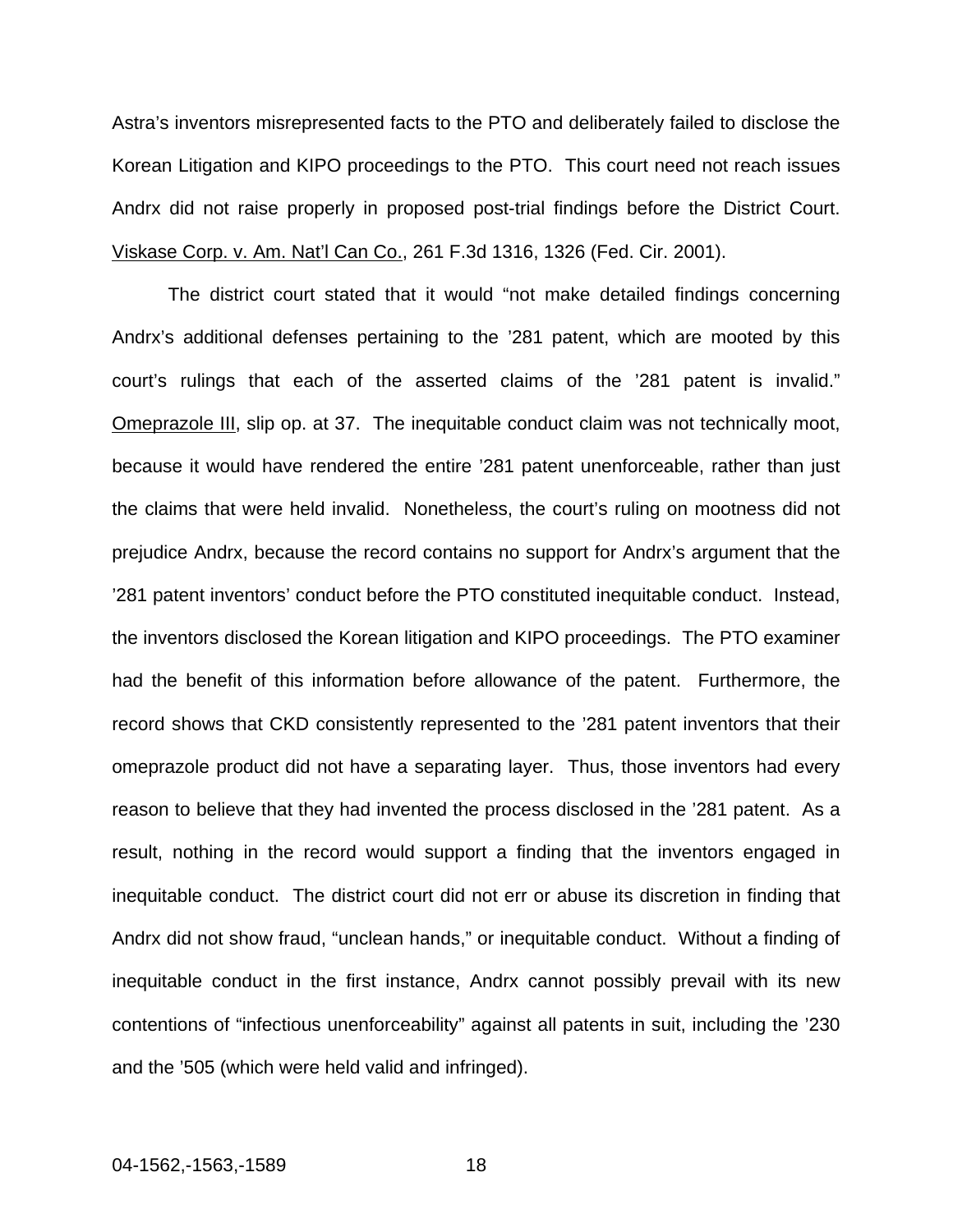Astra's inventors misrepresented facts to the PTO and deliberately failed to disclose the Korean Litigation and KIPO proceedings to the PTO. This court need not reach issues Andrx did not raise properly in proposed post-trial findings before the District Court. Viskase Corp. v. Am. Nat'l Can Co., 261 F.3d 1316, 1326 (Fed. Cir. 2001).

The district court stated that it would "not make detailed findings concerning Andrx's additional defenses pertaining to the '281 patent, which are mooted by this court's rulings that each of the asserted claims of the '281 patent is invalid." Omeprazole III, slip op. at 37. The inequitable conduct claim was not technically moot, because it would have rendered the entire '281 patent unenforceable, rather than just the claims that were held invalid. Nonetheless, the court's ruling on mootness did not prejudice Andrx, because the record contains no support for Andrx's argument that the '281 patent inventors' conduct before the PTO constituted inequitable conduct. Instead, the inventors disclosed the Korean litigation and KIPO proceedings. The PTO examiner had the benefit of this information before allowance of the patent. Furthermore, the record shows that CKD consistently represented to the '281 patent inventors that their omeprazole product did not have a separating layer. Thus, those inventors had every reason to believe that they had invented the process disclosed in the '281 patent. As a result, nothing in the record would support a finding that the inventors engaged in inequitable conduct. The district court did not err or abuse its discretion in finding that Andrx did not show fraud, "unclean hands," or inequitable conduct. Without a finding of inequitable conduct in the first instance, Andrx cannot possibly prevail with its new contentions of "infectious unenforceability" against all patents in suit, including the '230 and the '505 (which were held valid and infringed).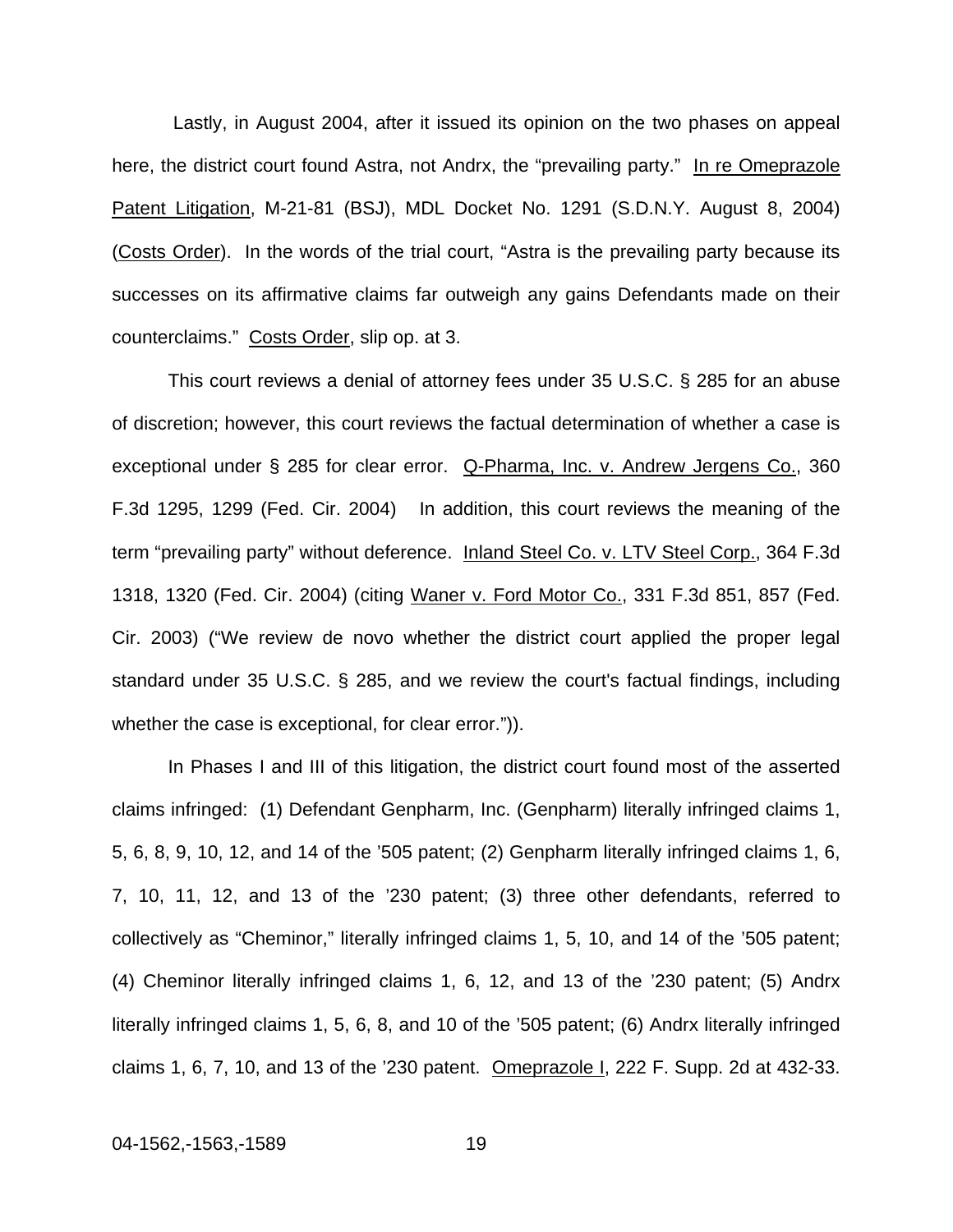Lastly, in August 2004, after it issued its opinion on the two phases on appeal here, the district court found Astra, not Andrx, the "prevailing party." In re Omeprazole Patent Litigation, M-21-81 (BSJ), MDL Docket No. 1291 (S.D.N.Y. August 8, 2004) (Costs Order). In the words of the trial court, "Astra is the prevailing party because its successes on its affirmative claims far outweigh any gains Defendants made on their counterclaims." Costs Order, slip op. at 3.

This court reviews a denial of attorney fees under 35 U.S.C. § 285 for an abuse of discretion; however, this court reviews the factual determination of whether a case is exceptional under § 285 for clear error. Q-Pharma, Inc. v. Andrew Jergens Co., 360 F.3d 1295, 1299 (Fed. Cir. 2004) In addition, this court reviews the meaning of the term "prevailing party" without deference. Inland Steel Co. v. LTV Steel Corp., 364 F.3d 1318, 1320 (Fed. Cir. 2004) (citing Waner v. Ford Motor Co., 331 F.3d 851, 857 (Fed. Cir. 2003) ("We review de novo whether the district court applied the proper legal standard under 35 U.S.C. § 285, and we review the court's factual findings, including whether the case is exceptional, for clear error.")).

In Phases I and III of this litigation, the district court found most of the asserted claims infringed: (1) Defendant Genpharm, Inc. (Genpharm) literally infringed claims 1, 5, 6, 8, 9, 10, 12, and 14 of the '505 patent; (2) Genpharm literally infringed claims 1, 6, 7, 10, 11, 12, and 13 of the '230 patent; (3) three other defendants, referred to collectively as "Cheminor," literally infringed claims 1, 5, 10, and 14 of the '505 patent; (4) Cheminor literally infringed claims 1, 6, 12, and 13 of the '230 patent; (5) Andrx literally infringed claims 1, 5, 6, 8, and 10 of the '505 patent; (6) Andrx literally infringed claims 1, 6, 7, 10, and 13 of the '230 patent. Omeprazole I, 222 F. Supp. 2d at 432-33.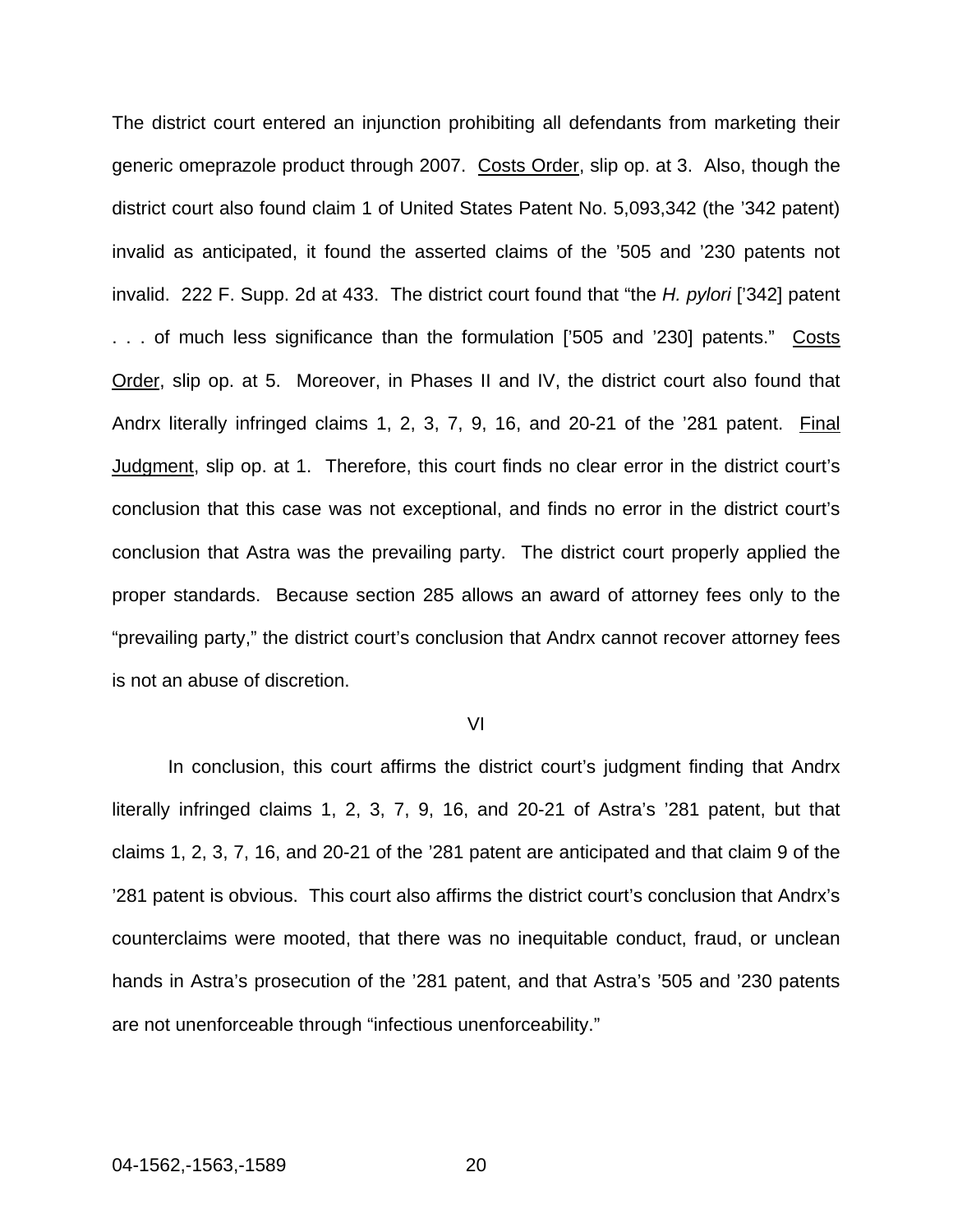The district court entered an injunction prohibiting all defendants from marketing their generic omeprazole product through 2007. Costs Order, slip op. at 3. Also, though the district court also found claim 1 of United States Patent No. 5,093,342 (the '342 patent) invalid as anticipated, it found the asserted claims of the '505 and '230 patents not invalid. 222 F. Supp. 2d at 433. The district court found that "the *H. pylori* ['342] patent . . . of much less significance than the formulation ['505 and '230] patents." Costs Order, slip op. at 5. Moreover, in Phases II and IV, the district court also found that Andrx literally infringed claims 1, 2, 3, 7, 9, 16, and 20-21 of the '281 patent. Final Judgment, slip op. at 1. Therefore, this court finds no clear error in the district court's conclusion that this case was not exceptional, and finds no error in the district court's conclusion that Astra was the prevailing party. The district court properly applied the proper standards. Because section 285 allows an award of attorney fees only to the "prevailing party," the district court's conclusion that Andrx cannot recover attorney fees is not an abuse of discretion.

## VI

In conclusion, this court affirms the district court's judgment finding that Andrx literally infringed claims 1, 2, 3, 7, 9, 16, and 20-21 of Astra's '281 patent, but that claims 1, 2, 3, 7, 16, and 20-21 of the '281 patent are anticipated and that claim 9 of the '281 patent is obvious. This court also affirms the district court's conclusion that Andrx's counterclaims were mooted, that there was no inequitable conduct, fraud, or unclean hands in Astra's prosecution of the '281 patent, and that Astra's '505 and '230 patents are not unenforceable through "infectious unenforceability."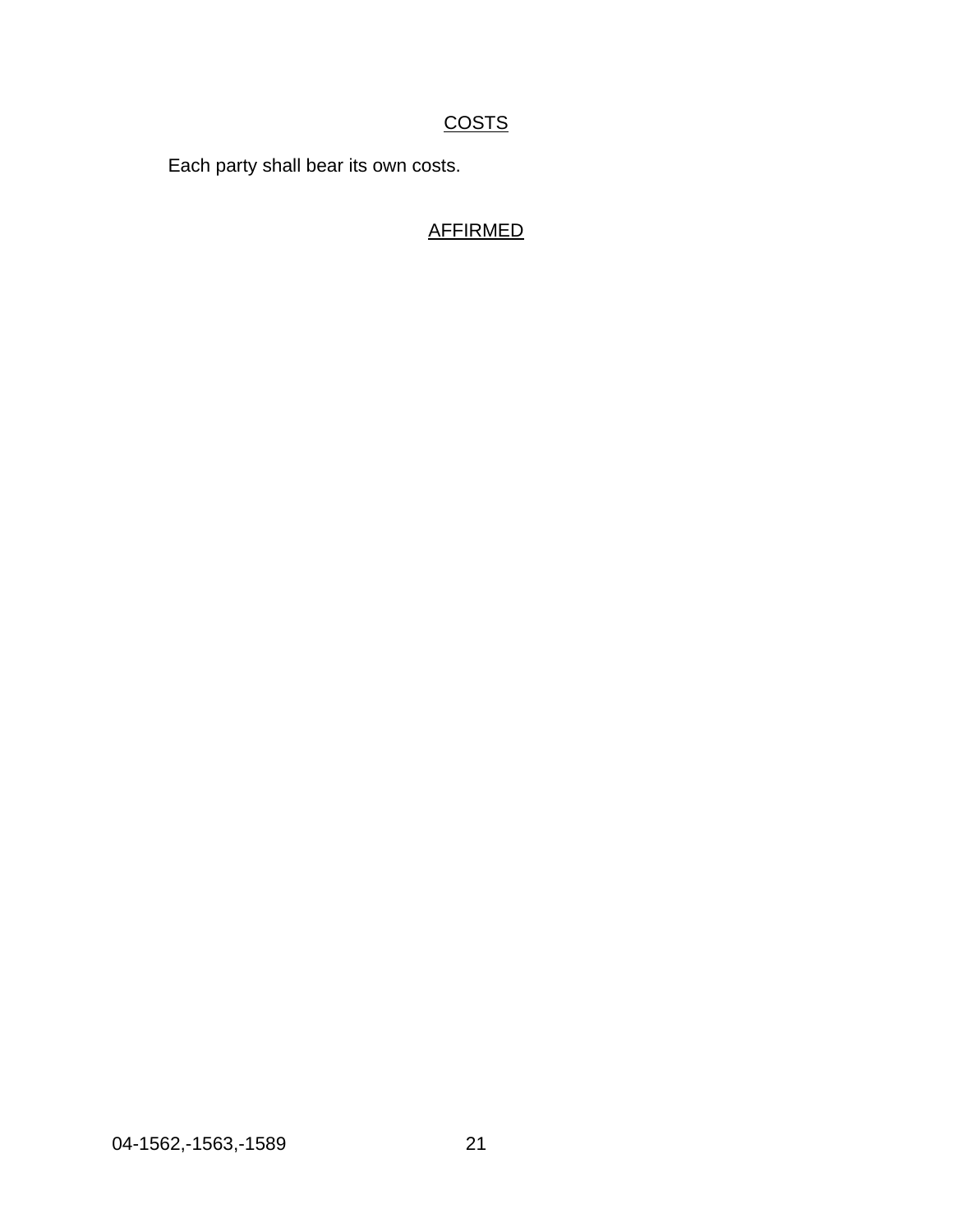## COSTS

Each party shall bear its own costs.

AFFIRMED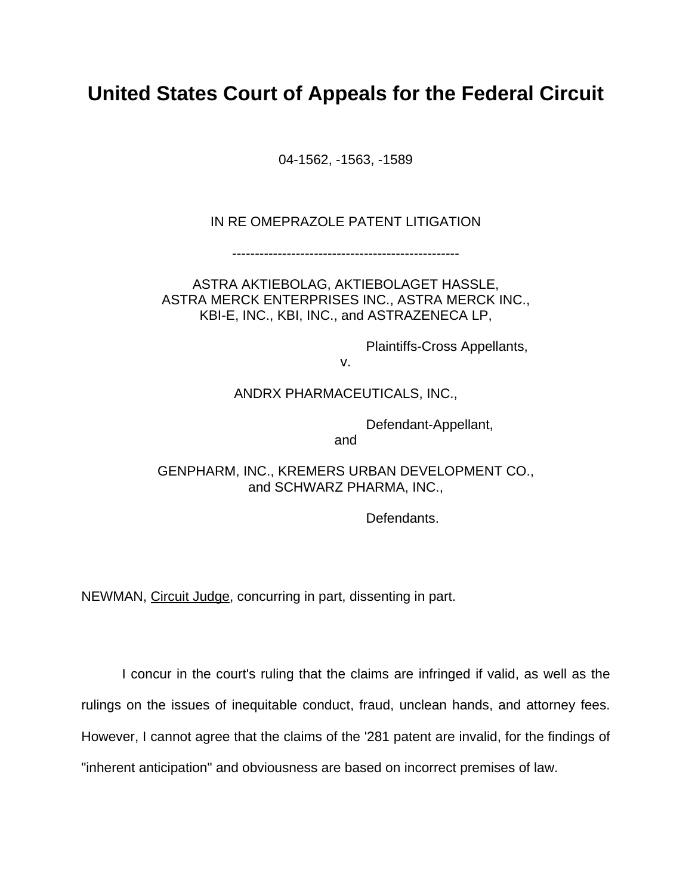# United States Court of Appeals for the Federal Circuit

04-1562, -1563, -1589

IN RE OMEPRAZOLE PATENT LITIGATION

---------------------------------------------------

ASTRA AKTIEBOLAG, AKTIEBOLAGET HASSLE,
ASTRA MERCK ENTERPRISES INC., ASTRA MERCK INC.,
KBI-E, INC., KBI, INC., and ASTRAZENECA LP,

Plaintiffs-Cross Appellants,

v.

ANDRX PHARMACEUTICALS, INC.,

Defendant-Appellant,

and

GENPHARM, INC., KREMERS URBAN DEVELOPMENT CO.,
and SCHWARZ PHARMA, INC.,

Defendants.

NEWMAN, Circuit Judge, concurring in part, dissenting in part.

I concur in the court's ruling that the claims are infringed if valid, as well as the rulings on the issues of inequitable conduct, fraud, unclean hands, and attorney fees. However, I cannot agree that the claims of the '281 patent are invalid, for the findings of "inherent anticipation" and obviousness are based on incorrect premises of law.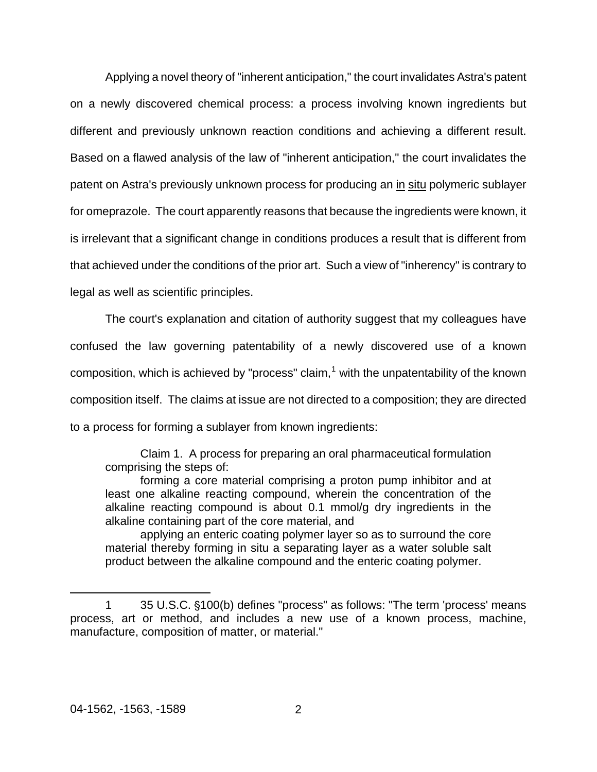Applying a novel theory of "inherent anticipation," the court invalidates Astra's patent on a newly discovered chemical process: a process involving known ingredients but different and previously unknown reaction conditions and achieving a different result. Based on a flawed analysis of the law of "inherent anticipation," the court invalidates the patent on Astra's previously unknown process for producing an in situ polymeric sublayer for omeprazole. The court apparently reasons that because the ingredients were known, it is irrelevant that a significant change in conditions produces a result that is different from that achieved under the conditions of the prior art. Such a view of "inherency" is contrary to legal as well as scientific principles.

The court's explanation and citation of authority suggest that my colleagues have confused the law governing patentability of a newly discovered use of a known composition, which is achieved by "process" claim,[1] with the unpatentability of the known composition itself. The claims at issue are not directed to a composition; they are directed to a process for forming a sublayer from known ingredients:

> Claim 1. A process for preparing an oral pharmaceutical formulation comprising the steps of:
>
> forming a core material comprising a proton pump inhibitor and at least one alkaline reacting compound, wherein the concentration of the alkaline reacting compound is about 0.1 mmol/g dry ingredients in the alkaline containing part of the core material, and
>
> applying an enteric coating polymer layer so as to surround the core material thereby forming in situ a separating layer as a water soluble salt product between the alkaline compound and the enteric coating polymer.

---

[1] 35 U.S.C. §100(b) defines "process" as follows: "The term 'process' means process, art or method, and includes a new use of a known process, machine, manufacture, composition of matter, or material."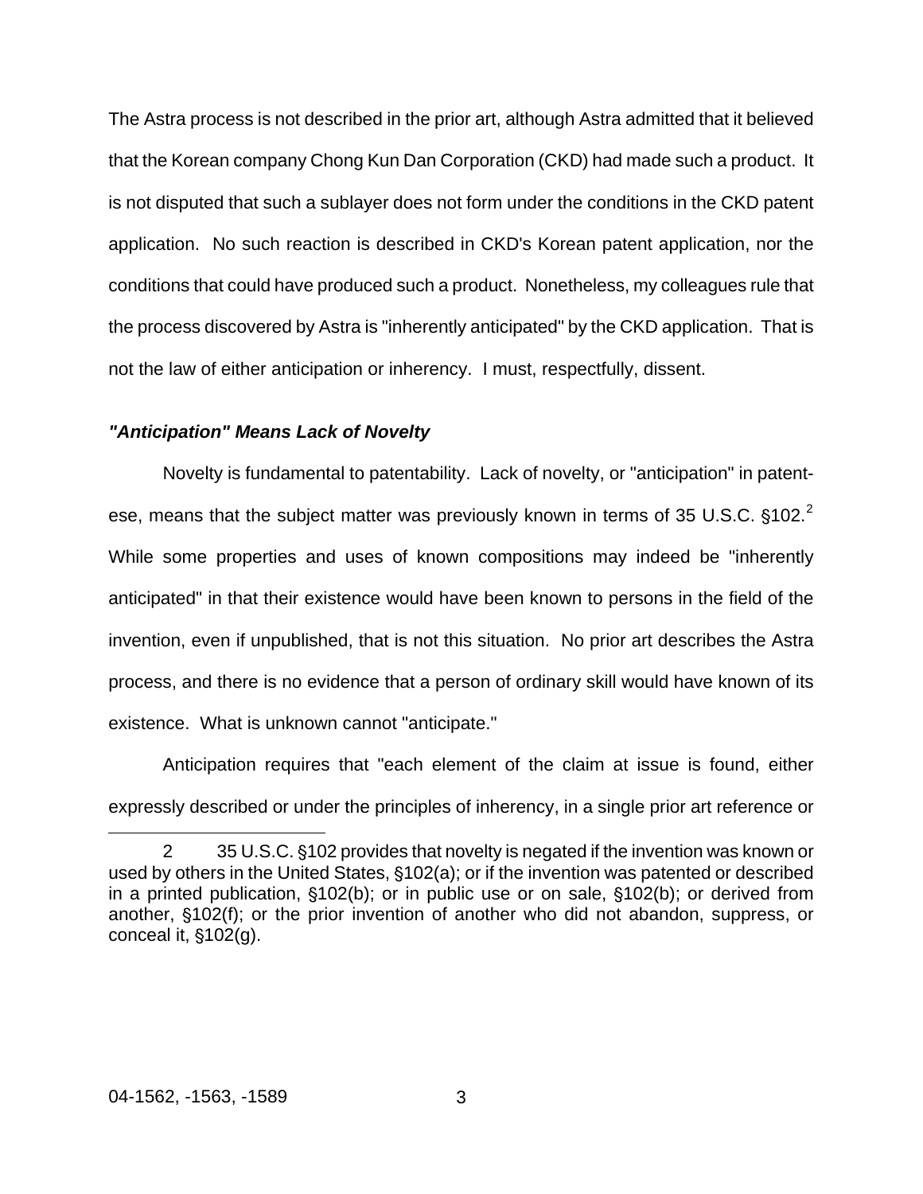The Astra process is not described in the prior art, although Astra admitted that it believed that the Korean company Chong Kun Dan Corporation (CKD) had made such a product. It is not disputed that such a sublayer does not form under the conditions in the CKD patent application. No such reaction is described in CKD's Korean patent application, nor the conditions that could have produced such a product. Nonetheless, my colleagues rule that the process discovered by Astra is "inherently anticipated" by the CKD application. That is not the law of either anticipation or inherency. I must, respectfully, dissent.

### ***"Anticipation" Means Lack of Novelty***

Novelty is fundamental to patentability. Lack of novelty, or "anticipation" in patentese, means that the subject matter was previously known in terms of 35 U.S.C. §102.[2] While some properties and uses of known compositions may indeed be "inherently anticipated" in that their existence would have been known to persons in the field of the invention, even if unpublished, that is not this situation. No prior art describes the Astra process, and there is no evidence that a person of ordinary skill would have known of its existence. What is unknown cannot "anticipate."

Anticipation requires that "each element of the claim at issue is found, either expressly described or under the principles of inherency, in a single prior art reference or

---

[2] 35 U.S.C. §102 provides that novelty is negated if the invention was known or used by others in the United States, §102(a); or if the invention was patented or described in a printed publication, §102(b); or in public use or on sale, §102(b); or derived from another, §102(f); or the prior invention of another who did not abandon, suppress, or conceal it, §102(g).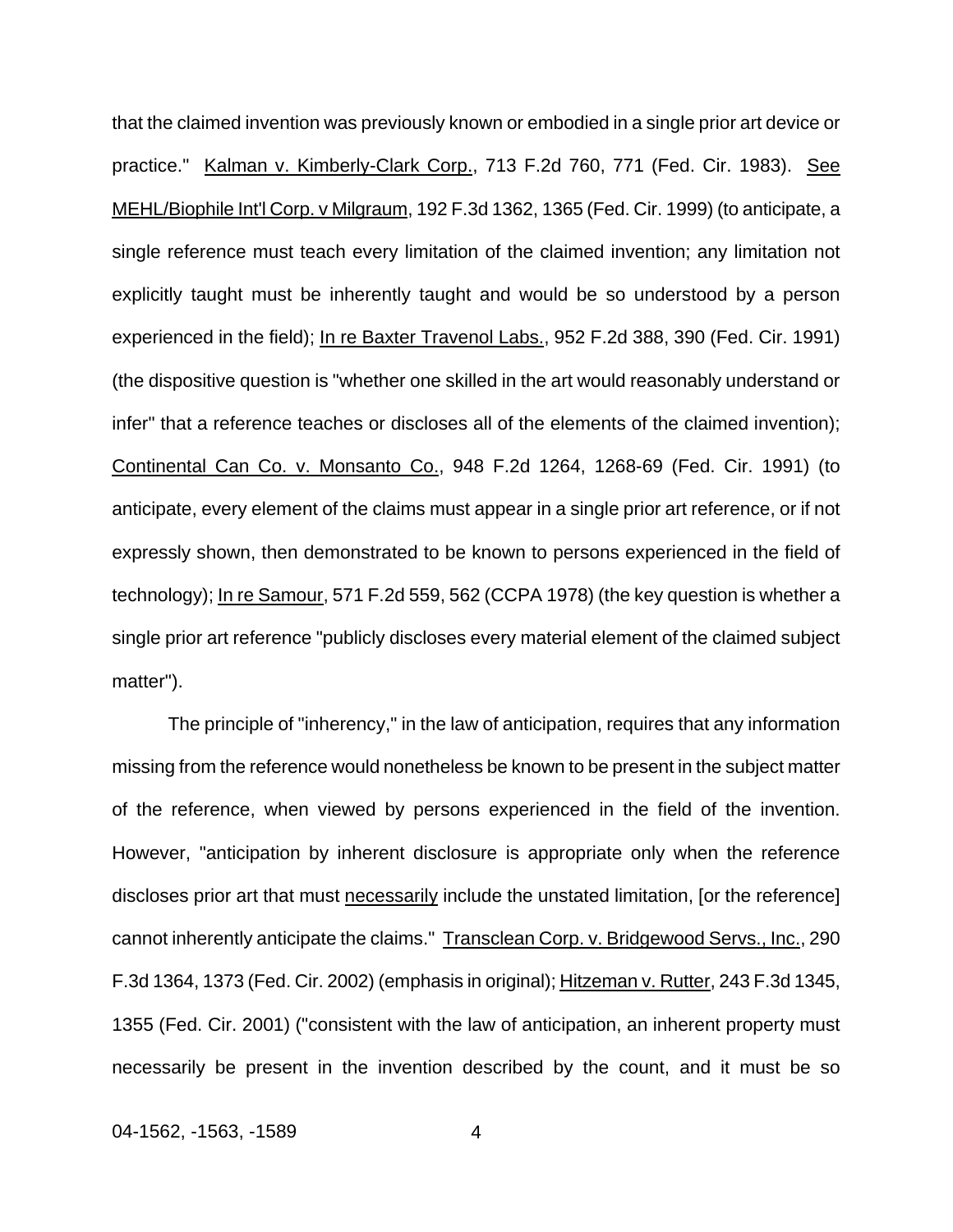that the claimed invention was previously known or embodied in a single prior art device or practice." Kalman v. Kimberly-Clark Corp., 713 F.2d 760, 771 (Fed. Cir. 1983). See MEHL/Biophile Int'l Corp. v Milgraum, 192 F.3d 1362, 1365 (Fed. Cir. 1999) (to anticipate, a single reference must teach every limitation of the claimed invention; any limitation not explicitly taught must be inherently taught and would be so understood by a person experienced in the field); In re Baxter Travenol Labs., 952 F.2d 388, 390 (Fed. Cir. 1991) (the dispositive question is "whether one skilled in the art would reasonably understand or infer" that a reference teaches or discloses all of the elements of the claimed invention); Continental Can Co. v. Monsanto Co., 948 F.2d 1264, 1268-69 (Fed. Cir. 1991) (to anticipate, every element of the claims must appear in a single prior art reference, or if not expressly shown, then demonstrated to be known to persons experienced in the field of technology); In re Samour, 571 F.2d 559, 562 (CCPA 1978) (the key question is whether a single prior art reference "publicly discloses every material element of the claimed subject matter").

The principle of "inherency," in the law of anticipation, requires that any information missing from the reference would nonetheless be known to be present in the subject matter of the reference, when viewed by persons experienced in the field of the invention. However, "anticipation by inherent disclosure is appropriate only when the reference discloses prior art that must necessarily include the unstated limitation, [or the reference] cannot inherently anticipate the claims." Transclean Corp. v. Bridgewood Servs., Inc., 290 F.3d 1364, 1373 (Fed. Cir. 2002) (emphasis in original); Hitzeman v. Rutter, 243 F.3d 1345, 1355 (Fed. Cir. 2001) ("consistent with the law of anticipation, an inherent property must necessarily be present in the invention described by the count, and it must be so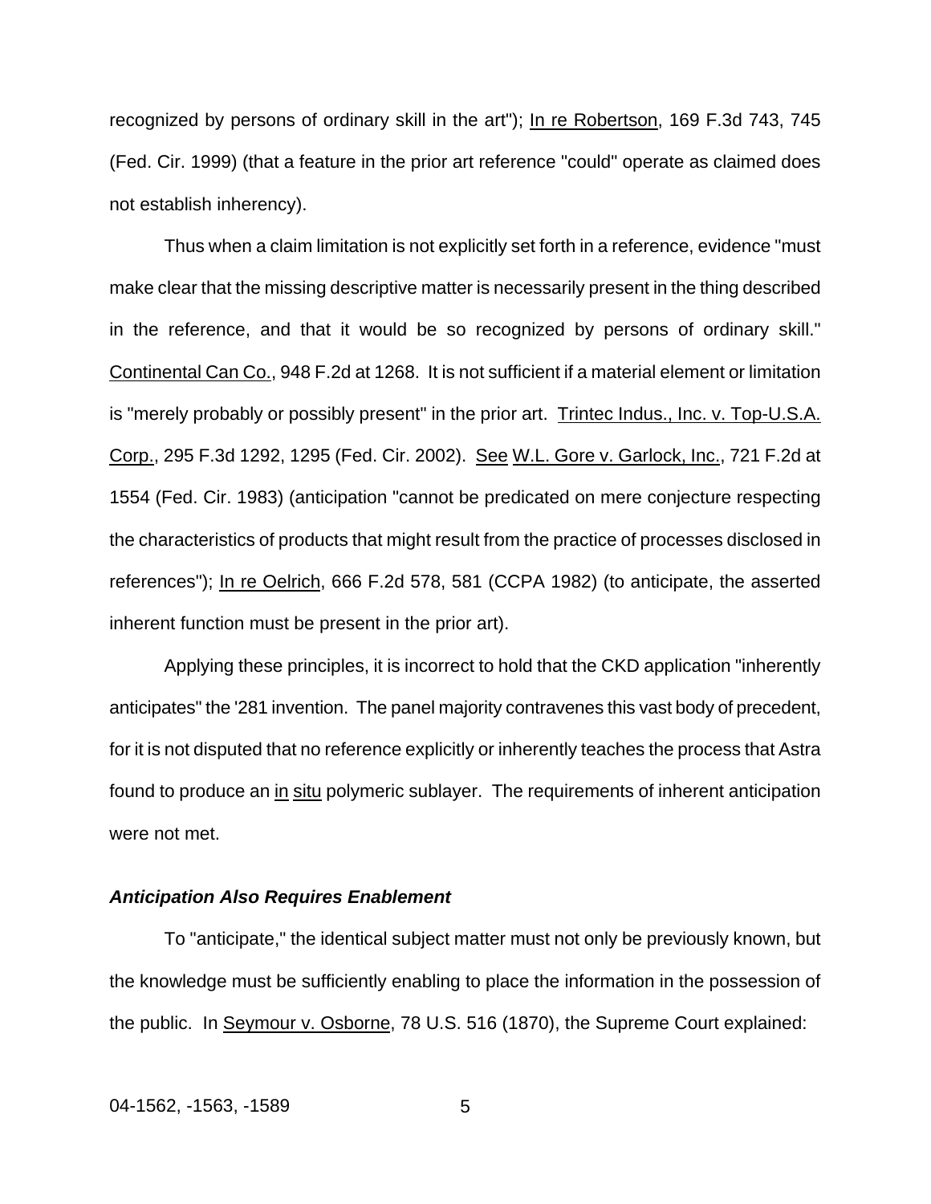recognized by persons of ordinary skill in the art"); In re Robertson, 169 F.3d 743, 745 (Fed. Cir. 1999) (that a feature in the prior art reference "could" operate as claimed does not establish inherency).

Thus when a claim limitation is not explicitly set forth in a reference, evidence "must make clear that the missing descriptive matter is necessarily present in the thing described in the reference, and that it would be so recognized by persons of ordinary skill." Continental Can Co., 948 F.2d at 1268. It is not sufficient if a material element or limitation is "merely probably or possibly present" in the prior art. Trintec Indus., Inc. v. Top-U.S.A. Corp., 295 F.3d 1292, 1295 (Fed. Cir. 2002). See W.L. Gore v. Garlock, Inc., 721 F.2d at 1554 (Fed. Cir. 1983) (anticipation "cannot be predicated on mere conjecture respecting the characteristics of products that might result from the practice of processes disclosed in references"); In re Oelrich, 666 F.2d 578, 581 (CCPA 1982) (to anticipate, the asserted inherent function must be present in the prior art).

Applying these principles, it is incorrect to hold that the CKD application "inherently anticipates" the '281 invention. The panel majority contravenes this vast body of precedent, for it is not disputed that no reference explicitly or inherently teaches the process that Astra found to produce an in situ polymeric sublayer. The requirements of inherent anticipation were not met.

***Anticipation Also Requires Enablement***

To "anticipate," the identical subject matter must not only be previously known, but the knowledge must be sufficiently enabling to place the information in the possession of the public. In Seymour v. Osborne, 78 U.S. 516 (1870), the Supreme Court explained: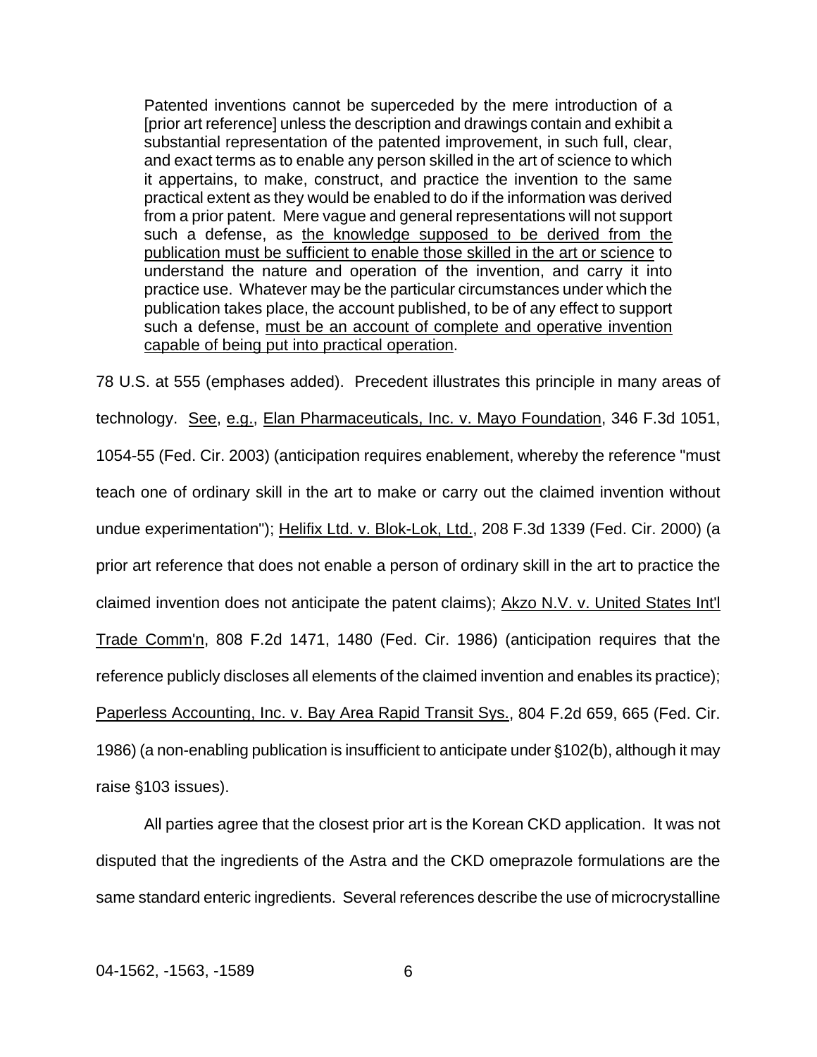> Patented inventions cannot be superceded by the mere introduction of a [prior art reference] unless the description and drawings contain and exhibit a substantial representation of the patented improvement, in such full, clear, and exact terms as to enable any person skilled in the art of science to which it appertains, to make, construct, and practice the invention to the same practical extent as they would be enabled to do if the information was derived from a prior patent. Mere vague and general representations will not support such a defense, as <u>the knowledge supposed to be derived from the publication must be sufficient to enable those skilled in the art or science</u> to understand the nature and operation of the invention, and carry it into practice use. Whatever may be the particular circumstances under which the publication takes place, the account published, to be of any effect to support such a defense, <u>must be an account of complete and operative invention capable of being put into practical operation</u>.

78 U.S. at 555 (emphases added). Precedent illustrates this principle in many areas of technology. <u>See</u>, <u>e.g.</u>, <u>Elan Pharmaceuticals, Inc. v. Mayo Foundation</u>, 346 F.3d 1051, 1054-55 (Fed. Cir. 2003) (anticipation requires enablement, whereby the reference "must teach one of ordinary skill in the art to make or carry out the claimed invention without undue experimentation"); <u>Helifix Ltd. v. Blok-Lok, Ltd.</u>, 208 F.3d 1339 (Fed. Cir. 2000) (a prior art reference that does not enable a person of ordinary skill in the art to practice the claimed invention does not anticipate the patent claims); <u>Akzo N.V. v. United States Int'l Trade Comm'n</u>, 808 F.2d 1471, 1480 (Fed. Cir. 1986) (anticipation requires that the reference publicly discloses all elements of the claimed invention and enables its practice); <u>Paperless Accounting, Inc. v. Bay Area Rapid Transit Sys.</u>, 804 F.2d 659, 665 (Fed. Cir. 1986) (a non-enabling publication is insufficient to anticipate under §102(b), although it may raise §103 issues).

All parties agree that the closest prior art is the Korean CKD application. It was not disputed that the ingredients of the Astra and the CKD omeprazole formulations are the same standard enteric ingredients. Several references describe the use of microcrystalline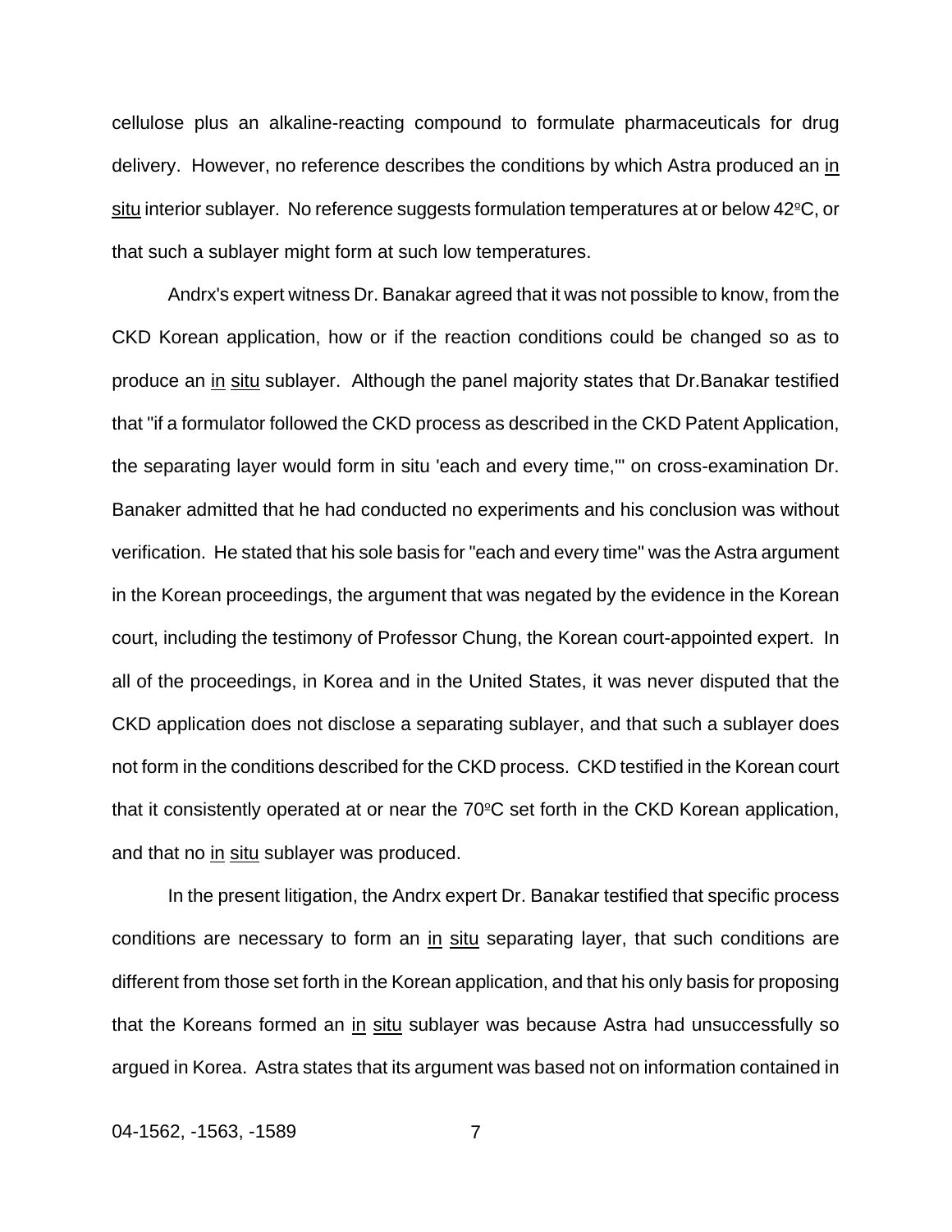cellulose plus an alkaline-reacting compound to formulate pharmaceuticals for drug delivery. However, no reference describes the conditions by which Astra produced an in situ interior sublayer. No reference suggests formulation temperatures at or below 42ºC, or that such a sublayer might form at such low temperatures.

Andrx's expert witness Dr. Banakar agreed that it was not possible to know, from the CKD Korean application, how or if the reaction conditions could be changed so as to produce an in situ sublayer. Although the panel majority states that Dr.Banakar testified that "if a formulator followed the CKD process as described in the CKD Patent Application, the separating layer would form in situ 'each and every time,'" on cross-examination Dr. Banaker admitted that he had conducted no experiments and his conclusion was without verification. He stated that his sole basis for "each and every time" was the Astra argument in the Korean proceedings, the argument that was negated by the evidence in the Korean court, including the testimony of Professor Chung, the Korean court-appointed expert. In all of the proceedings, in Korea and in the United States, it was never disputed that the CKD application does not disclose a separating sublayer, and that such a sublayer does not form in the conditions described for the CKD process. CKD testified in the Korean court that it consistently operated at or near the 70ºC set forth in the CKD Korean application, and that no in situ sublayer was produced.

In the present litigation, the Andrx expert Dr. Banakar testified that specific process conditions are necessary to form an in situ separating layer, that such conditions are different from those set forth in the Korean application, and that his only basis for proposing that the Koreans formed an in situ sublayer was because Astra had unsuccessfully so argued in Korea. Astra states that its argument was based not on information contained in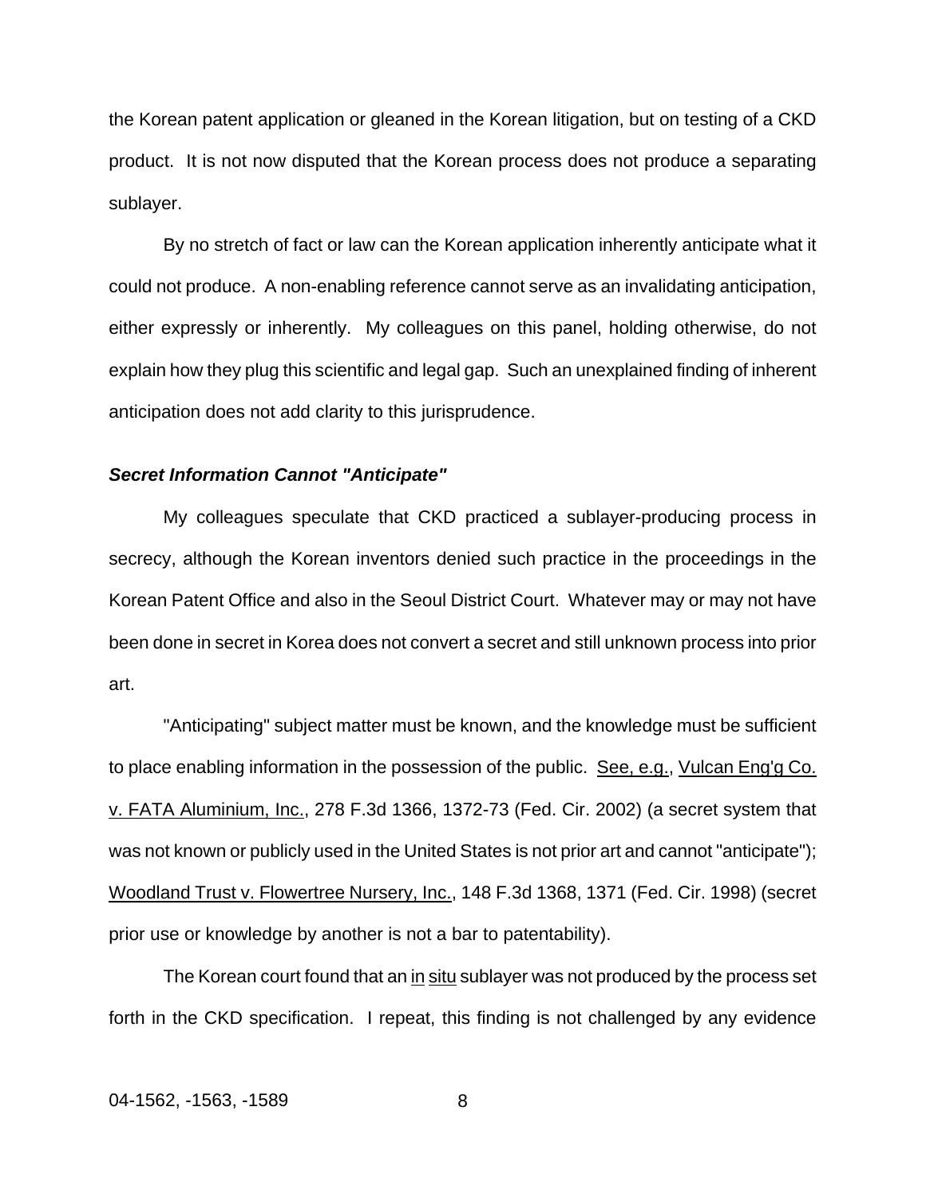the Korean patent application or gleaned in the Korean litigation, but on testing of a CKD product. It is not now disputed that the Korean process does not produce a separating sublayer.

By no stretch of fact or law can the Korean application inherently anticipate what it could not produce. A non-enabling reference cannot serve as an invalidating anticipation, either expressly or inherently. My colleagues on this panel, holding otherwise, do not explain how they plug this scientific and legal gap. Such an unexplained finding of inherent anticipation does not add clarity to this jurisprudence.

***Secret Information Cannot "Anticipate"***

My colleagues speculate that CKD practiced a sublayer-producing process in secrecy, although the Korean inventors denied such practice in the proceedings in the Korean Patent Office and also in the Seoul District Court. Whatever may or may not have been done in secret in Korea does not convert a secret and still unknown process into prior art.

"Anticipating" subject matter must be known, and the knowledge must be sufficient to place enabling information in the possession of the public. See, e.g., Vulcan Eng'g Co. v. FATA Aluminium, Inc., 278 F.3d 1366, 1372-73 (Fed. Cir. 2002) (a secret system that was not known or publicly used in the United States is not prior art and cannot "anticipate"); Woodland Trust v. Flowertree Nursery, Inc., 148 F.3d 1368, 1371 (Fed. Cir. 1998) (secret prior use or knowledge by another is not a bar to patentability).

The Korean court found that an in situ sublayer was not produced by the process set forth in the CKD specification. I repeat, this finding is not challenged by any evidence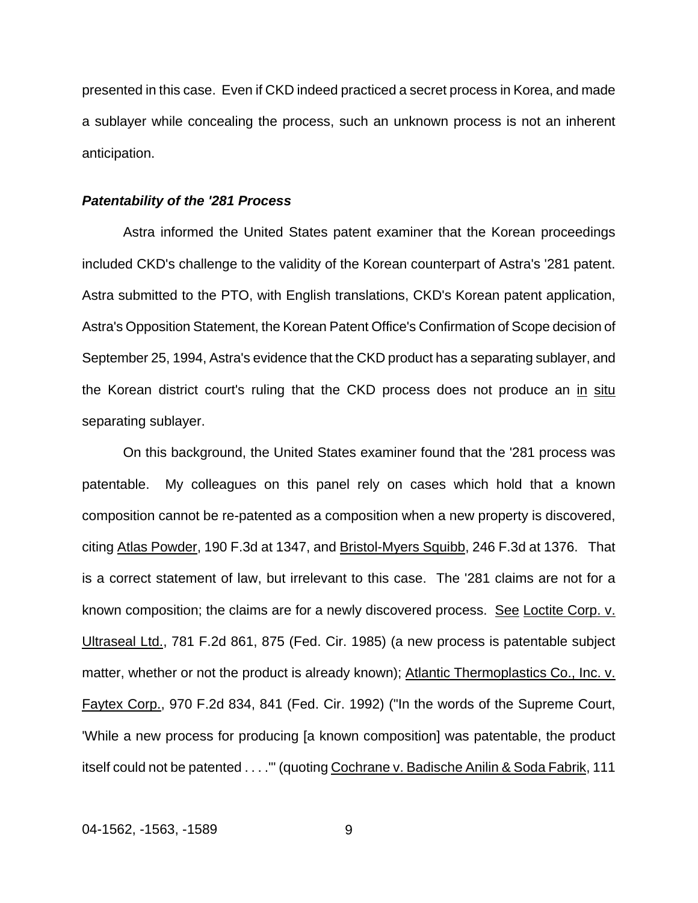presented in this case. Even if CKD indeed practiced a secret process in Korea, and made a sublayer while concealing the process, such an unknown process is not an inherent anticipation.

### ***Patentability of the '281 Process***

Astra informed the United States patent examiner that the Korean proceedings included CKD's challenge to the validity of the Korean counterpart of Astra's '281 patent. Astra submitted to the PTO, with English translations, CKD's Korean patent application, Astra's Opposition Statement, the Korean Patent Office's Confirmation of Scope decision of September 25, 1994, Astra's evidence that the CKD product has a separating sublayer, and the Korean district court's ruling that the CKD process does not produce an in situ separating sublayer.

On this background, the United States examiner found that the '281 process was patentable. My colleagues on this panel rely on cases which hold that a known composition cannot be re-patented as a composition when a new property is discovered, citing Atlas Powder, 190 F.3d at 1347, and Bristol-Myers Squibb, 246 F.3d at 1376. That is a correct statement of law, but irrelevant to this case. The '281 claims are not for a known composition; the claims are for a newly discovered process. See Loctite Corp. v. Ultraseal Ltd., 781 F.2d 861, 875 (Fed. Cir. 1985) (a new process is patentable subject matter, whether or not the product is already known); Atlantic Thermoplastics Co., Inc. v. Faytex Corp., 970 F.2d 834, 841 (Fed. Cir. 1992) ("In the words of the Supreme Court, 'While a new process for producing [a known composition] was patentable, the product itself could not be patented . . . .'" (quoting Cochrane v. Badische Anilin & Soda Fabrik, 111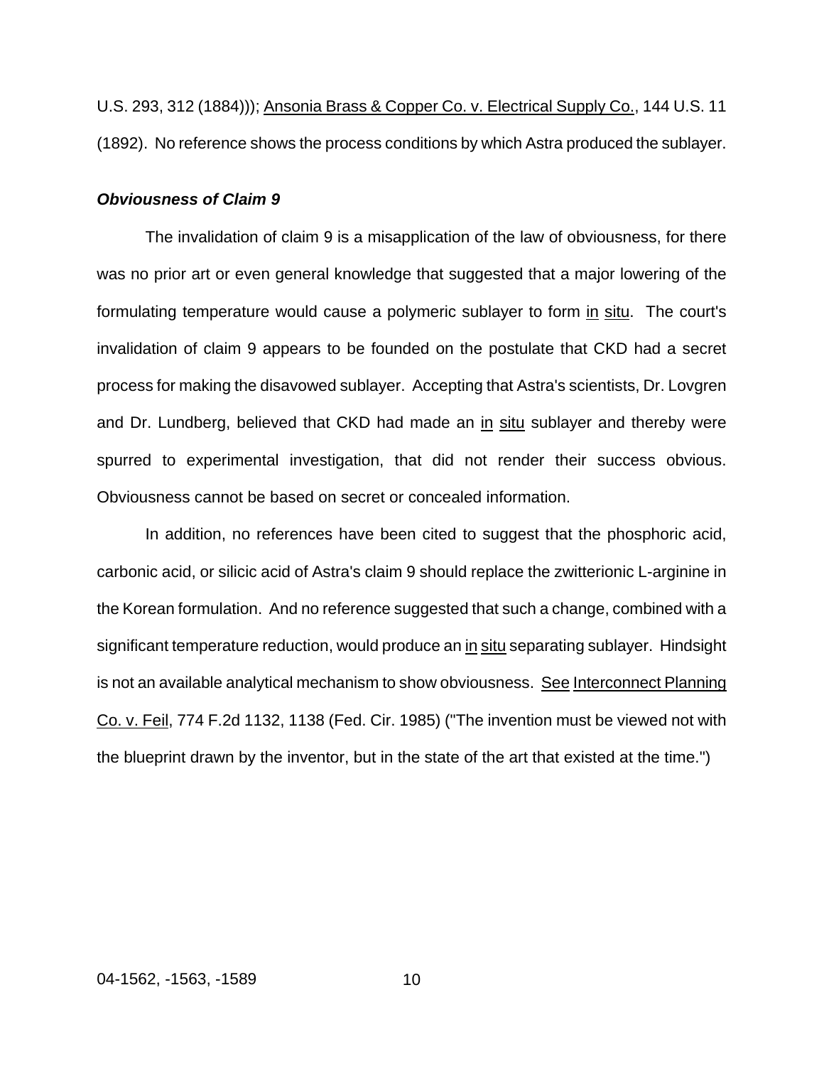U.S. 293, 312 (1884))); Ansonia Brass & Copper Co. v. Electrical Supply Co., 144 U.S. 11 (1892). No reference shows the process conditions by which Astra produced the sublayer.

***Obviousness of Claim 9***

The invalidation of claim 9 is a misapplication of the law of obviousness, for there was no prior art or even general knowledge that suggested that a major lowering of the formulating temperature would cause a polymeric sublayer to form in situ. The court's invalidation of claim 9 appears to be founded on the postulate that CKD had a secret process for making the disavowed sublayer. Accepting that Astra's scientists, Dr. Lovgren and Dr. Lundberg, believed that CKD had made an in situ sublayer and thereby were spurred to experimental investigation, that did not render their success obvious. Obviousness cannot be based on secret or concealed information.

In addition, no references have been cited to suggest that the phosphoric acid, carbonic acid, or silicic acid of Astra's claim 9 should replace the zwitterionic L-arginine in the Korean formulation. And no reference suggested that such a change, combined with a significant temperature reduction, would produce an in situ separating sublayer. Hindsight is not an available analytical mechanism to show obviousness. See Interconnect Planning Co. v. Feil, 774 F.2d 1132, 1138 (Fed. Cir. 1985) ("The invention must be viewed not with the blueprint drawn by the inventor, but in the state of the art that existed at the time.")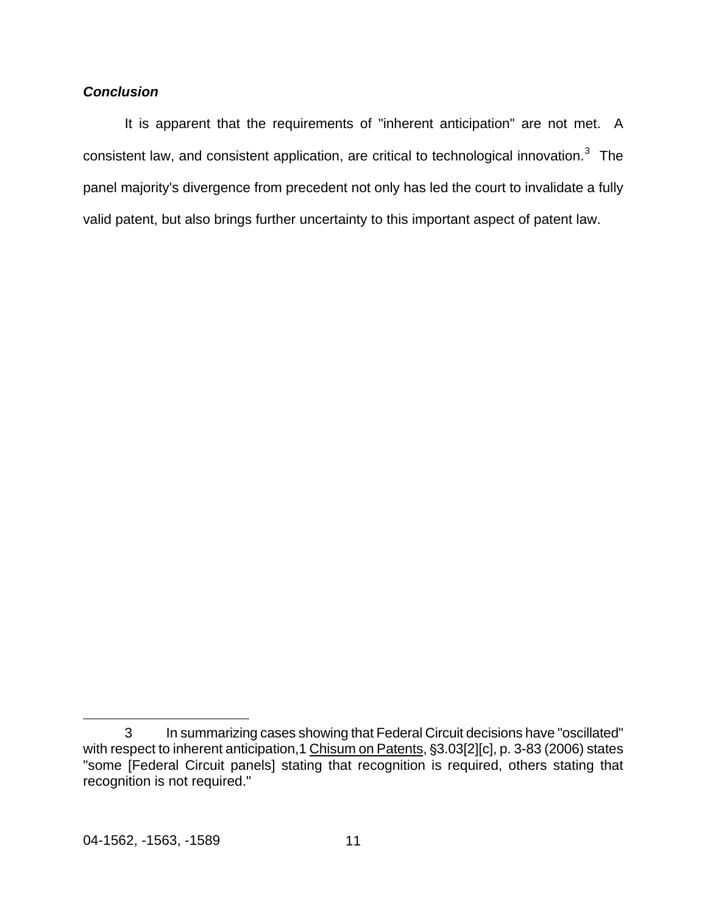***Conclusion***

It is apparent that the requirements of "inherent anticipation" are not met. A consistent law, and consistent application, are critical to technological innovation.[3] The panel majority's divergence from precedent not only has led the court to invalidate a fully valid patent, but also brings further uncertainty to this important aspect of patent law.

---

3 In summarizing cases showing that Federal Circuit decisions have "oscillated" with respect to inherent anticipation,1 Chisum on Patents, §3.03[2][c], p. 3-83 (2006) states "some [Federal Circuit panels] stating that recognition is required, others stating that recognition is not required."